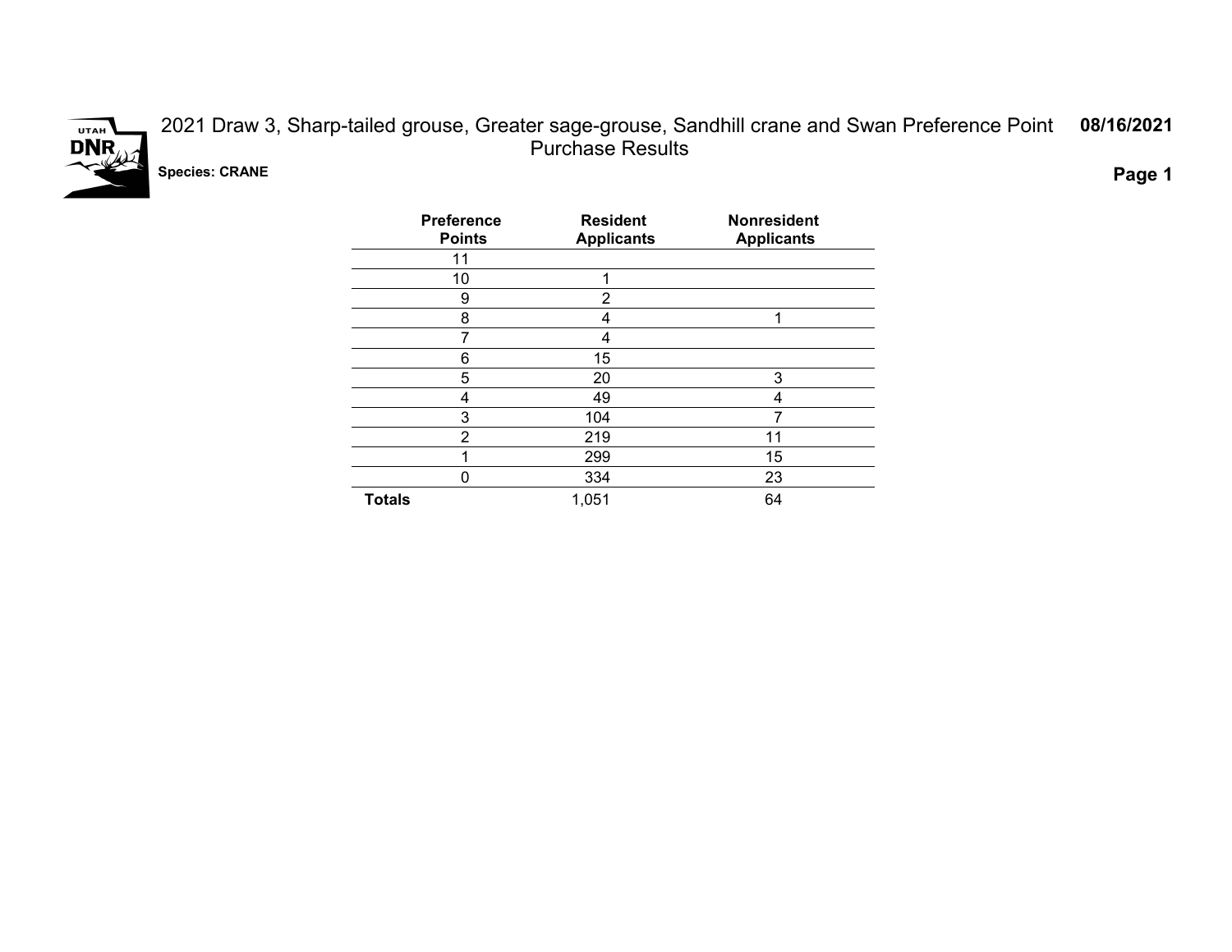# 2021 Draw 3, Sharp-tailed grouse, Greater sage-grouse, Sandhill crane and Swan Preference Point Purchase Results

**08/16/2021**

**Species: CRANE**

| Preference Points | Resident Applicants | Nonresident Applicants |
|---|---|---|
| 11 | | |
| 10 | 1 | |
| 9 | 2 | |
| 8 | 4 | 1 |
| 7 | 4 | |
| 6 | 15 | |
| 5 | 20 | 3 |
| 4 | 49 | 4 |
| 3 | 104 | 7 |
| 2 | 219 | 11 |
| 1 | 299 | 15 |
| 0 | 334 | 23 |
| **Totals** | 1,051 | 64 |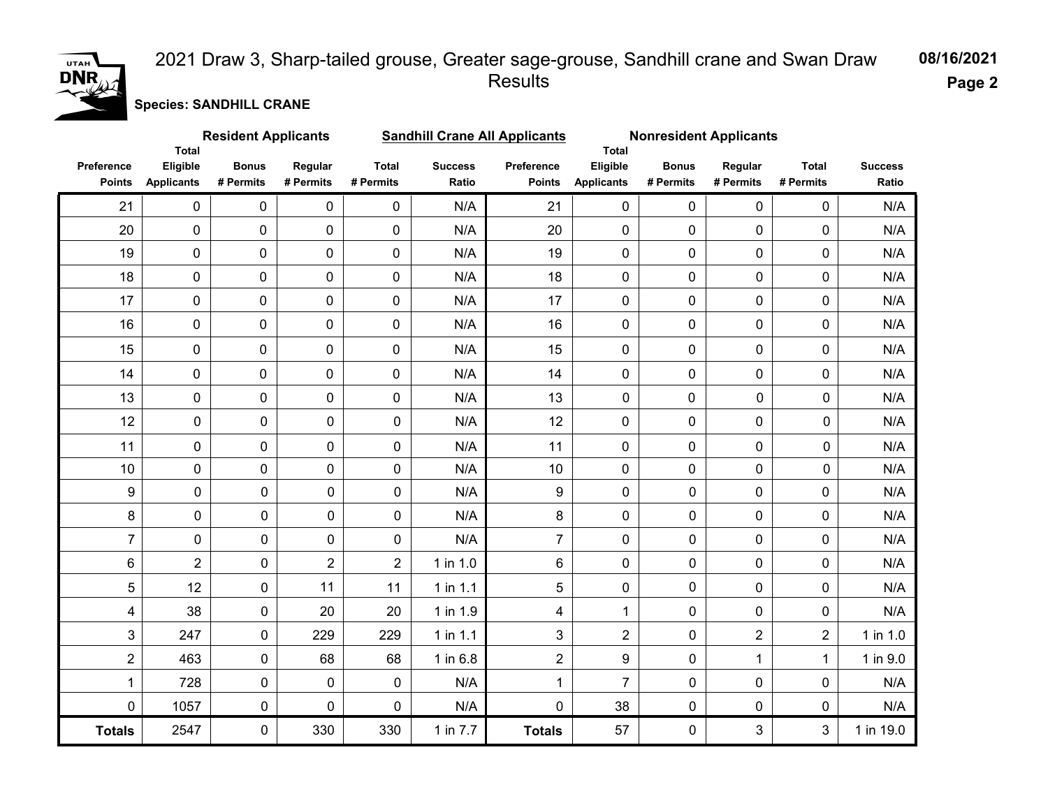# 2021 Draw 3, Sharp-tailed grouse, Greater sage-grouse, Sandhill crane and Swan Draw Results

08/16/2021

**Species: SANDHILL CRANE**

| | Resident Applicants | | | | | Sandhill Crane All Applicants | Nonresident Applicants | | | | |
|---|---|---|---|---|---|---|---|---|---|---|---|
| Preference Points | Total Eligible Applicants | Bonus # Permits | Regular # Permits | Total # Permits | Success Ratio | Preference Points | Total Eligible Applicants | Bonus # Permits | Regular # Permits | Total # Permits | Success Ratio |
| 21 | 0 | 0 | 0 | 0 | N/A | 21 | 0 | 0 | 0 | 0 | N/A |
| 20 | 0 | 0 | 0 | 0 | N/A | 20 | 0 | 0 | 0 | 0 | N/A |
| 19 | 0 | 0 | 0 | 0 | N/A | 19 | 0 | 0 | 0 | 0 | N/A |
| 18 | 0 | 0 | 0 | 0 | N/A | 18 | 0 | 0 | 0 | 0 | N/A |
| 17 | 0 | 0 | 0 | 0 | N/A | 17 | 0 | 0 | 0 | 0 | N/A |
| 16 | 0 | 0 | 0 | 0 | N/A | 16 | 0 | 0 | 0 | 0 | N/A |
| 15 | 0 | 0 | 0 | 0 | N/A | 15 | 0 | 0 | 0 | 0 | N/A |
| 14 | 0 | 0 | 0 | 0 | N/A | 14 | 0 | 0 | 0 | 0 | N/A |
| 13 | 0 | 0 | 0 | 0 | N/A | 13 | 0 | 0 | 0 | 0 | N/A |
| 12 | 0 | 0 | 0 | 0 | N/A | 12 | 0 | 0 | 0 | 0 | N/A |
| 11 | 0 | 0 | 0 | 0 | N/A | 11 | 0 | 0 | 0 | 0 | N/A |
| 10 | 0 | 0 | 0 | 0 | N/A | 10 | 0 | 0 | 0 | 0 | N/A |
| 9 | 0 | 0 | 0 | 0 | N/A | 9 | 0 | 0 | 0 | 0 | N/A |
| 8 | 0 | 0 | 0 | 0 | N/A | 8 | 0 | 0 | 0 | 0 | N/A |
| 7 | 0 | 0 | 0 | 0 | N/A | 7 | 0 | 0 | 0 | 0 | N/A |
| 6 | 2 | 0 | 2 | 2 | 1 in 1.0 | 6 | 0 | 0 | 0 | 0 | N/A |
| 5 | 12 | 0 | 11 | 11 | 1 in 1.1 | 5 | 0 | 0 | 0 | 0 | N/A |
| 4 | 38 | 0 | 20 | 20 | 1 in 1.9 | 4 | 1 | 0 | 0 | 0 | N/A |
| 3 | 247 | 0 | 229 | 229 | 1 in 1.1 | 3 | 2 | 0 | 2 | 2 | 1 in 1.0 |
| 2 | 463 | 0 | 68 | 68 | 1 in 6.8 | 2 | 9 | 0 | 1 | 1 | 1 in 9.0 |
| 1 | 728 | 0 | 0 | 0 | N/A | 1 | 7 | 0 | 0 | 0 | N/A |
| 0 | 1057 | 0 | 0 | 0 | N/A | 0 | 38 | 0 | 0 | 0 | N/A |
| **Totals** | 2547 | 0 | 330 | 330 | 1 in 7.7 | **Totals** | 57 | 0 | 3 | 3 | 1 in 19.0 |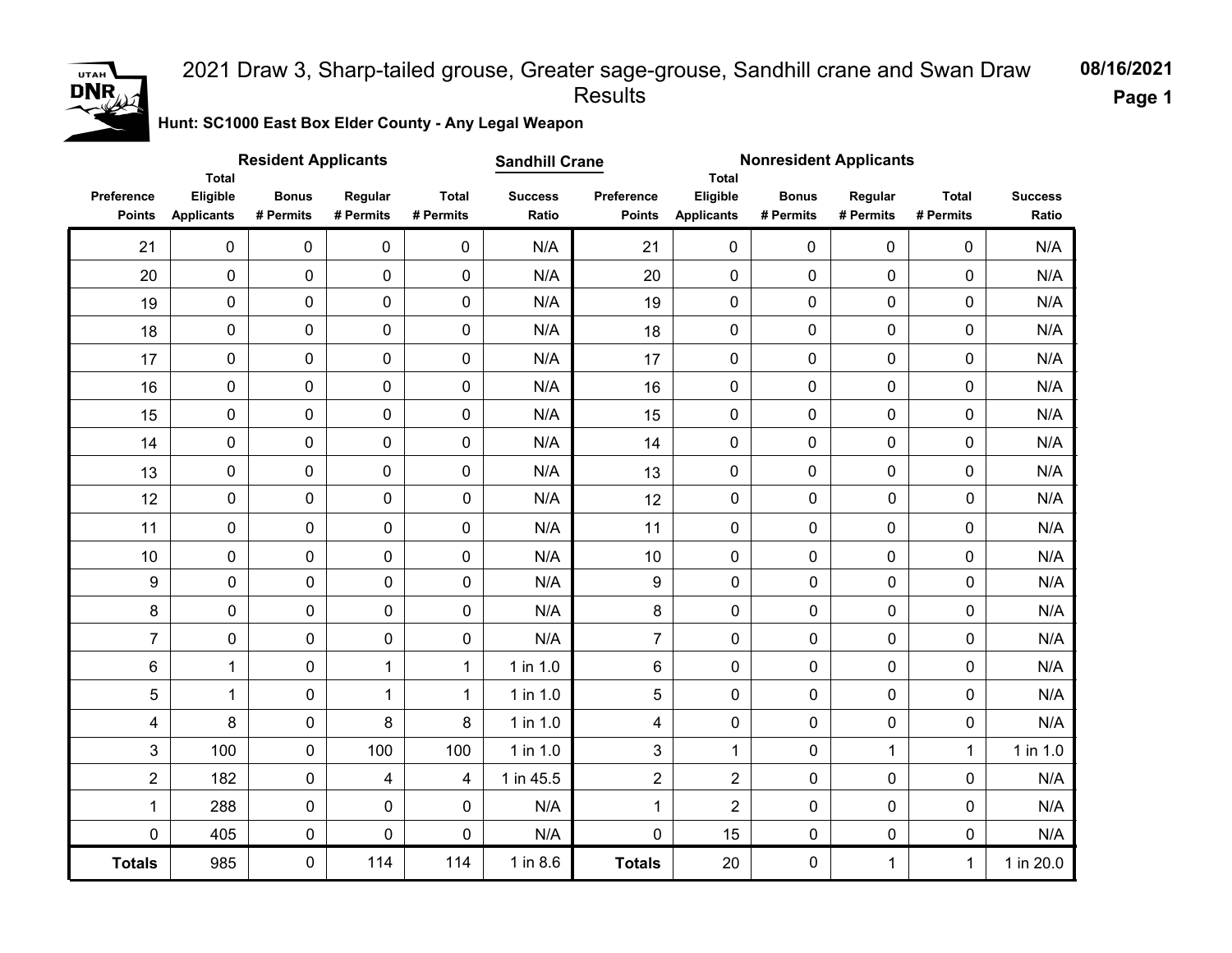# 2021 Draw 3, Sharp-tailed grouse, Greater sage-grouse, Sandhill crane and Swan Draw Results

08/16/2021

**Hunt: SC1000 East Box Elder County - Any Legal Weapon**

**Sandhill Crane**

| Resident Applicants | | | | | | Nonresident Applicants | | | | | |
|---|---|---|---|---|---|---|---|---|---|---|---|
| Preference Points | Total Eligible Applicants | Bonus # Permits | Regular # Permits | Total # Permits | Success Ratio | Preference Points | Total Eligible Applicants | Bonus # Permits | Regular # Permits | Total # Permits | Success Ratio |
| 21 | 0 | 0 | 0 | 0 | N/A | 21 | 0 | 0 | 0 | 0 | N/A |
| 20 | 0 | 0 | 0 | 0 | N/A | 20 | 0 | 0 | 0 | 0 | N/A |
| 19 | 0 | 0 | 0 | 0 | N/A | 19 | 0 | 0 | 0 | 0 | N/A |
| 18 | 0 | 0 | 0 | 0 | N/A | 18 | 0 | 0 | 0 | 0 | N/A |
| 17 | 0 | 0 | 0 | 0 | N/A | 17 | 0 | 0 | 0 | 0 | N/A |
| 16 | 0 | 0 | 0 | 0 | N/A | 16 | 0 | 0 | 0 | 0 | N/A |
| 15 | 0 | 0 | 0 | 0 | N/A | 15 | 0 | 0 | 0 | 0 | N/A |
| 14 | 0 | 0 | 0 | 0 | N/A | 14 | 0 | 0 | 0 | 0 | N/A |
| 13 | 0 | 0 | 0 | 0 | N/A | 13 | 0 | 0 | 0 | 0 | N/A |
| 12 | 0 | 0 | 0 | 0 | N/A | 12 | 0 | 0 | 0 | 0 | N/A |
| 11 | 0 | 0 | 0 | 0 | N/A | 11 | 0 | 0 | 0 | 0 | N/A |
| 10 | 0 | 0 | 0 | 0 | N/A | 10 | 0 | 0 | 0 | 0 | N/A |
| 9 | 0 | 0 | 0 | 0 | N/A | 9 | 0 | 0 | 0 | 0 | N/A |
| 8 | 0 | 0 | 0 | 0 | N/A | 8 | 0 | 0 | 0 | 0 | N/A |
| 7 | 0 | 0 | 0 | 0 | N/A | 7 | 0 | 0 | 0 | 0 | N/A |
| 6 | 1 | 0 | 1 | 1 | 1 in 1.0 | 6 | 0 | 0 | 0 | 0 | N/A |
| 5 | 1 | 0 | 1 | 1 | 1 in 1.0 | 5 | 0 | 0 | 0 | 0 | N/A |
| 4 | 8 | 0 | 8 | 8 | 1 in 1.0 | 4 | 0 | 0 | 0 | 0 | N/A |
| 3 | 100 | 0 | 100 | 100 | 1 in 1.0 | 3 | 1 | 0 | 1 | 1 | 1 in 1.0 |
| 2 | 182 | 0 | 4 | 4 | 1 in 45.5 | 2 | 2 | 0 | 0 | 0 | N/A |
| 1 | 288 | 0 | 0 | 0 | N/A | 1 | 2 | 0 | 0 | 0 | N/A |
| 0 | 405 | 0 | 0 | 0 | N/A | 0 | 15 | 0 | 0 | 0 | N/A |
| **Totals** | 985 | 0 | 114 | 114 | 1 in 8.6 | **Totals** | 20 | 0 | 1 | 1 | 1 in 20.0 |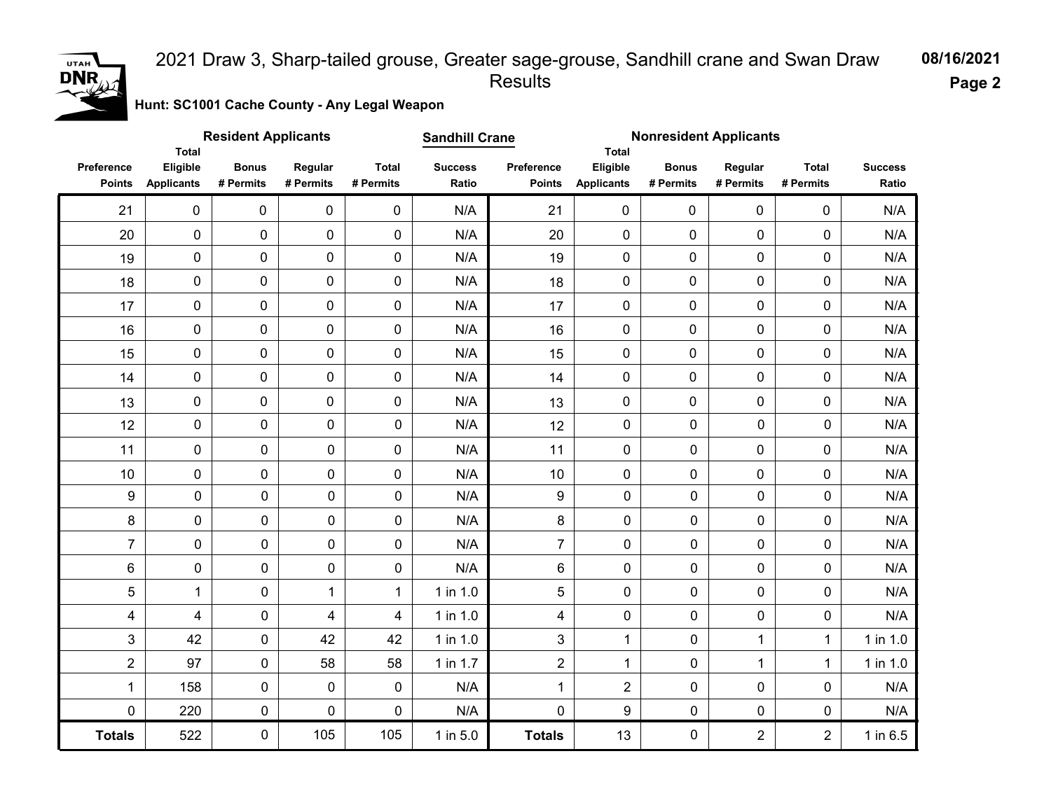# 2021 Draw 3, Sharp-tailed grouse, Greater sage-grouse, Sandhill crane and Swan Draw Results

08/16/2021

**Hunt: SC1001 Cache County - Any Legal Weapon**

**Sandhill Crane**

| Resident Applicants | | | | | | Nonresident Applicants | | | | | |
|---|---|---|---|---|---|---|---|---|---|---|---|
| Preference Points | Total Eligible Applicants | Bonus # Permits | Regular # Permits | Total # Permits | Success Ratio | Preference Points | Total Eligible Applicants | Bonus # Permits | Regular # Permits | Total # Permits | Success Ratio |
| 21 | 0 | 0 | 0 | 0 | N/A | 21 | 0 | 0 | 0 | 0 | N/A |
| 20 | 0 | 0 | 0 | 0 | N/A | 20 | 0 | 0 | 0 | 0 | N/A |
| 19 | 0 | 0 | 0 | 0 | N/A | 19 | 0 | 0 | 0 | 0 | N/A |
| 18 | 0 | 0 | 0 | 0 | N/A | 18 | 0 | 0 | 0 | 0 | N/A |
| 17 | 0 | 0 | 0 | 0 | N/A | 17 | 0 | 0 | 0 | 0 | N/A |
| 16 | 0 | 0 | 0 | 0 | N/A | 16 | 0 | 0 | 0 | 0 | N/A |
| 15 | 0 | 0 | 0 | 0 | N/A | 15 | 0 | 0 | 0 | 0 | N/A |
| 14 | 0 | 0 | 0 | 0 | N/A | 14 | 0 | 0 | 0 | 0 | N/A |
| 13 | 0 | 0 | 0 | 0 | N/A | 13 | 0 | 0 | 0 | 0 | N/A |
| 12 | 0 | 0 | 0 | 0 | N/A | 12 | 0 | 0 | 0 | 0 | N/A |
| 11 | 0 | 0 | 0 | 0 | N/A | 11 | 0 | 0 | 0 | 0 | N/A |
| 10 | 0 | 0 | 0 | 0 | N/A | 10 | 0 | 0 | 0 | 0 | N/A |
| 9 | 0 | 0 | 0 | 0 | N/A | 9 | 0 | 0 | 0 | 0 | N/A |
| 8 | 0 | 0 | 0 | 0 | N/A | 8 | 0 | 0 | 0 | 0 | N/A |
| 7 | 0 | 0 | 0 | 0 | N/A | 7 | 0 | 0 | 0 | 0 | N/A |
| 6 | 0 | 0 | 0 | 0 | N/A | 6 | 0 | 0 | 0 | 0 | N/A |
| 5 | 1 | 0 | 1 | 1 | 1 in 1.0 | 5 | 0 | 0 | 0 | 0 | N/A |
| 4 | 4 | 0 | 4 | 4 | 1 in 1.0 | 4 | 0 | 0 | 0 | 0 | N/A |
| 3 | 42 | 0 | 42 | 42 | 1 in 1.0 | 3 | 1 | 0 | 1 | 1 | 1 in 1.0 |
| 2 | 97 | 0 | 58 | 58 | 1 in 1.7 | 2 | 1 | 0 | 1 | 1 | 1 in 1.0 |
| 1 | 158 | 0 | 0 | 0 | N/A | 1 | 2 | 0 | 0 | 0 | N/A |
| 0 | 220 | 0 | 0 | 0 | N/A | 0 | 9 | 0 | 0 | 0 | N/A |
| **Totals** | 522 | 0 | 105 | 105 | 1 in 5.0 | **Totals** | 13 | 0 | 2 | 2 | 1 in 6.5 |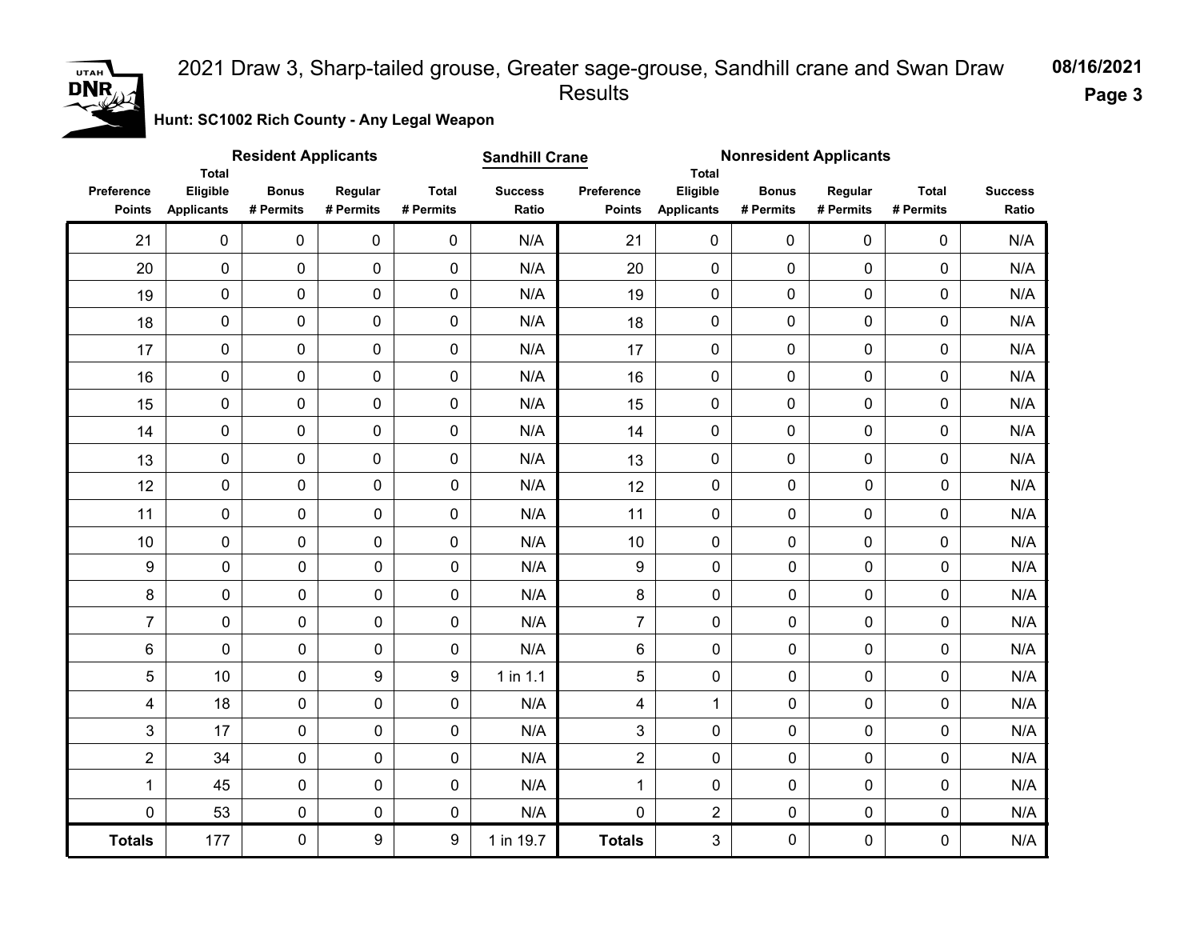# 2021 Draw 3, Sharp-tailed grouse, Greater sage-grouse, Sandhill crane and Swan Draw Results

**08/16/2021**

**Hunt: SC1002 Rich County - Any Legal Weapon**

**Sandhill Crane**

| Resident Applicants | | | | | | Nonresident Applicants | | | | | |
|---|---|---|---|---|---|---|---|---|---|---|---|
| Preference Points | Total Eligible Applicants | Bonus # Permits | Regular # Permits | Total # Permits | Success Ratio | Preference Points | Total Eligible Applicants | Bonus # Permits | Regular # Permits | Total # Permits | Success Ratio |
| 21 | 0 | 0 | 0 | 0 | N/A | 21 | 0 | 0 | 0 | 0 | N/A |
| 20 | 0 | 0 | 0 | 0 | N/A | 20 | 0 | 0 | 0 | 0 | N/A |
| 19 | 0 | 0 | 0 | 0 | N/A | 19 | 0 | 0 | 0 | 0 | N/A |
| 18 | 0 | 0 | 0 | 0 | N/A | 18 | 0 | 0 | 0 | 0 | N/A |
| 17 | 0 | 0 | 0 | 0 | N/A | 17 | 0 | 0 | 0 | 0 | N/A |
| 16 | 0 | 0 | 0 | 0 | N/A | 16 | 0 | 0 | 0 | 0 | N/A |
| 15 | 0 | 0 | 0 | 0 | N/A | 15 | 0 | 0 | 0 | 0 | N/A |
| 14 | 0 | 0 | 0 | 0 | N/A | 14 | 0 | 0 | 0 | 0 | N/A |
| 13 | 0 | 0 | 0 | 0 | N/A | 13 | 0 | 0 | 0 | 0 | N/A |
| 12 | 0 | 0 | 0 | 0 | N/A | 12 | 0 | 0 | 0 | 0 | N/A |
| 11 | 0 | 0 | 0 | 0 | N/A | 11 | 0 | 0 | 0 | 0 | N/A |
| 10 | 0 | 0 | 0 | 0 | N/A | 10 | 0 | 0 | 0 | 0 | N/A |
| 9 | 0 | 0 | 0 | 0 | N/A | 9 | 0 | 0 | 0 | 0 | N/A |
| 8 | 0 | 0 | 0 | 0 | N/A | 8 | 0 | 0 | 0 | 0 | N/A |
| 7 | 0 | 0 | 0 | 0 | N/A | 7 | 0 | 0 | 0 | 0 | N/A |
| 6 | 0 | 0 | 0 | 0 | N/A | 6 | 0 | 0 | 0 | 0 | N/A |
| 5 | 10 | 0 | 9 | 9 | 1 in 1.1 | 5 | 0 | 0 | 0 | 0 | N/A |
| 4 | 18 | 0 | 0 | 0 | N/A | 4 | 1 | 0 | 0 | 0 | N/A |
| 3 | 17 | 0 | 0 | 0 | N/A | 3 | 0 | 0 | 0 | 0 | N/A |
| 2 | 34 | 0 | 0 | 0 | N/A | 2 | 0 | 0 | 0 | 0 | N/A |
| 1 | 45 | 0 | 0 | 0 | N/A | 1 | 0 | 0 | 0 | 0 | N/A |
| 0 | 53 | 0 | 0 | 0 | N/A | 0 | 2 | 0 | 0 | 0 | N/A |
| **Totals** | 177 | 0 | 9 | 9 | 1 in 19.7 | **Totals** | 3 | 0 | 0 | 0 | N/A |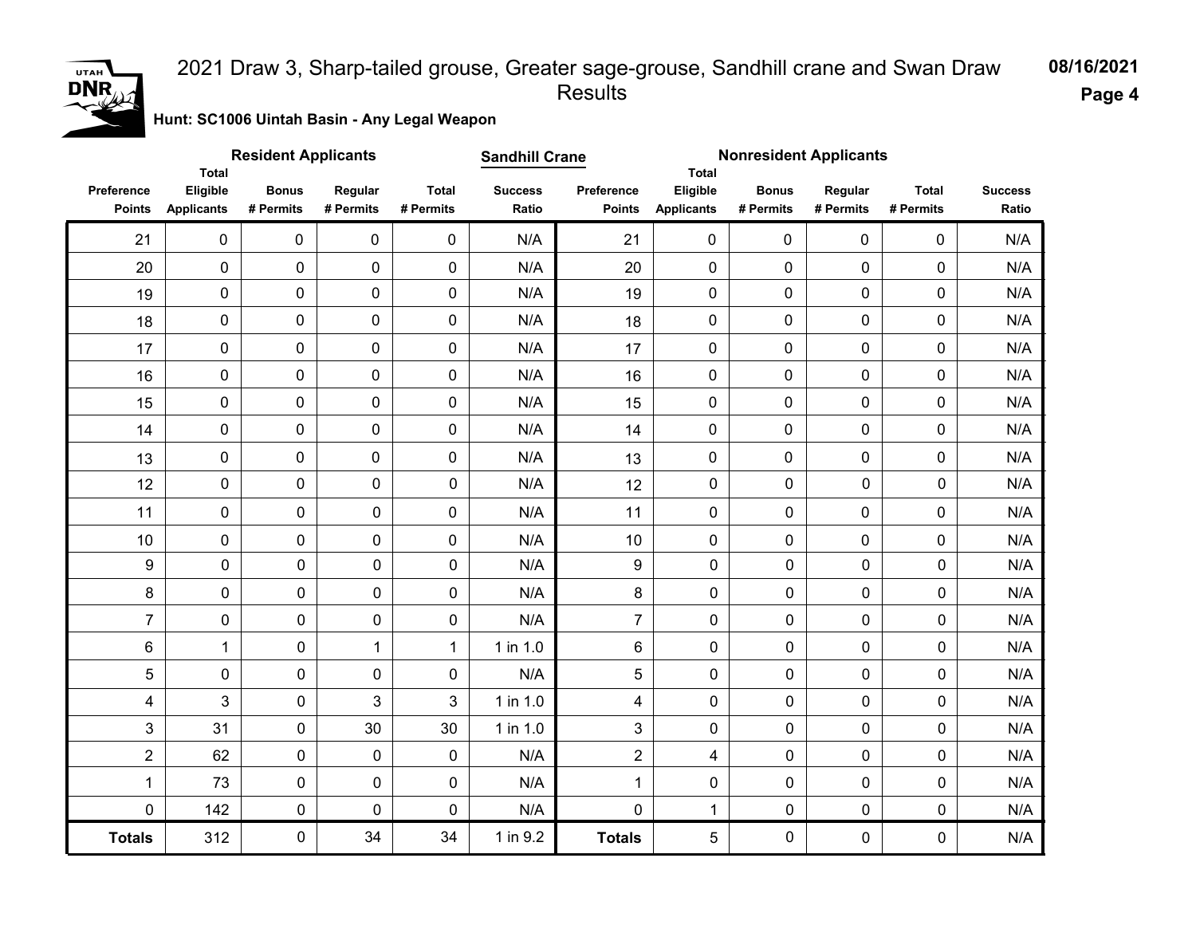# 2021 Draw 3, Sharp-tailed grouse, Greater sage-grouse, Sandhill crane and Swan Draw Results

**Hunt: SC1006 Uintah Basin - Any Legal Weapon**

**Sandhill Crane**

| Resident Applicants | | | | | | Nonresident Applicants | | | | | |
|---|---|---|---|---|---|---|---|---|---|---|---|
| Preference Points | Total Eligible Applicants | Bonus # Permits | Regular # Permits | Total # Permits | Success Ratio | Preference Points | Total Eligible Applicants | Bonus # Permits | Regular # Permits | Total # Permits | Success Ratio |
| 21 | 0 | 0 | 0 | 0 | N/A | 21 | 0 | 0 | 0 | 0 | N/A |
| 20 | 0 | 0 | 0 | 0 | N/A | 20 | 0 | 0 | 0 | 0 | N/A |
| 19 | 0 | 0 | 0 | 0 | N/A | 19 | 0 | 0 | 0 | 0 | N/A |
| 18 | 0 | 0 | 0 | 0 | N/A | 18 | 0 | 0 | 0 | 0 | N/A |
| 17 | 0 | 0 | 0 | 0 | N/A | 17 | 0 | 0 | 0 | 0 | N/A |
| 16 | 0 | 0 | 0 | 0 | N/A | 16 | 0 | 0 | 0 | 0 | N/A |
| 15 | 0 | 0 | 0 | 0 | N/A | 15 | 0 | 0 | 0 | 0 | N/A |
| 14 | 0 | 0 | 0 | 0 | N/A | 14 | 0 | 0 | 0 | 0 | N/A |
| 13 | 0 | 0 | 0 | 0 | N/A | 13 | 0 | 0 | 0 | 0 | N/A |
| 12 | 0 | 0 | 0 | 0 | N/A | 12 | 0 | 0 | 0 | 0 | N/A |
| 11 | 0 | 0 | 0 | 0 | N/A | 11 | 0 | 0 | 0 | 0 | N/A |
| 10 | 0 | 0 | 0 | 0 | N/A | 10 | 0 | 0 | 0 | 0 | N/A |
| 9 | 0 | 0 | 0 | 0 | N/A | 9 | 0 | 0 | 0 | 0 | N/A |
| 8 | 0 | 0 | 0 | 0 | N/A | 8 | 0 | 0 | 0 | 0 | N/A |
| 7 | 0 | 0 | 0 | 0 | N/A | 7 | 0 | 0 | 0 | 0 | N/A |
| 6 | 1 | 0 | 1 | 1 | 1 in 1.0 | 6 | 0 | 0 | 0 | 0 | N/A |
| 5 | 0 | 0 | 0 | 0 | N/A | 5 | 0 | 0 | 0 | 0 | N/A |
| 4 | 3 | 0 | 3 | 3 | 1 in 1.0 | 4 | 0 | 0 | 0 | 0 | N/A |
| 3 | 31 | 0 | 30 | 30 | 1 in 1.0 | 3 | 0 | 0 | 0 | 0 | N/A |
| 2 | 62 | 0 | 0 | 0 | N/A | 2 | 4 | 0 | 0 | 0 | N/A |
| 1 | 73 | 0 | 0 | 0 | N/A | 1 | 0 | 0 | 0 | 0 | N/A |
| 0 | 142 | 0 | 0 | 0 | N/A | 0 | 1 | 0 | 0 | 0 | N/A |
| **Totals** | 312 | 0 | 34 | 34 | 1 in 9.2 | **Totals** | 5 | 0 | 0 | 0 | N/A |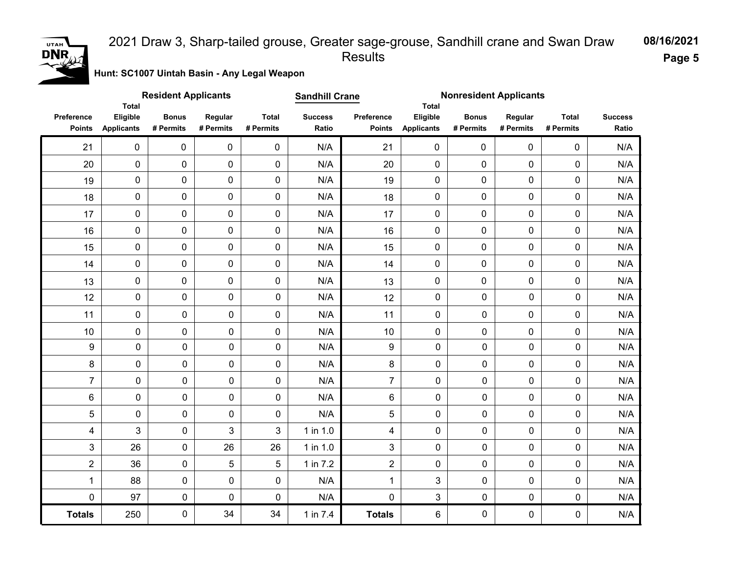# 2021 Draw 3, Sharp-tailed grouse, Greater sage-grouse, Sandhill crane and Swan Draw Results

**Hunt: SC1007 Uintah Basin - Any Legal Weapon**

**Sandhill Crane**

| Resident Applicants | | | | | | Nonresident Applicants | | | | | |
|---|---|---|---|---|---|---|---|---|---|---|---|
| Preference Points | Total Eligible Applicants | Bonus # Permits | Regular # Permits | Total # Permits | Success Ratio | Preference Points | Total Eligible Applicants | Bonus # Permits | Regular # Permits | Total # Permits | Success Ratio |
| 21 | 0 | 0 | 0 | 0 | N/A | 21 | 0 | 0 | 0 | 0 | N/A |
| 20 | 0 | 0 | 0 | 0 | N/A | 20 | 0 | 0 | 0 | 0 | N/A |
| 19 | 0 | 0 | 0 | 0 | N/A | 19 | 0 | 0 | 0 | 0 | N/A |
| 18 | 0 | 0 | 0 | 0 | N/A | 18 | 0 | 0 | 0 | 0 | N/A |
| 17 | 0 | 0 | 0 | 0 | N/A | 17 | 0 | 0 | 0 | 0 | N/A |
| 16 | 0 | 0 | 0 | 0 | N/A | 16 | 0 | 0 | 0 | 0 | N/A |
| 15 | 0 | 0 | 0 | 0 | N/A | 15 | 0 | 0 | 0 | 0 | N/A |
| 14 | 0 | 0 | 0 | 0 | N/A | 14 | 0 | 0 | 0 | 0 | N/A |
| 13 | 0 | 0 | 0 | 0 | N/A | 13 | 0 | 0 | 0 | 0 | N/A |
| 12 | 0 | 0 | 0 | 0 | N/A | 12 | 0 | 0 | 0 | 0 | N/A |
| 11 | 0 | 0 | 0 | 0 | N/A | 11 | 0 | 0 | 0 | 0 | N/A |
| 10 | 0 | 0 | 0 | 0 | N/A | 10 | 0 | 0 | 0 | 0 | N/A |
| 9 | 0 | 0 | 0 | 0 | N/A | 9 | 0 | 0 | 0 | 0 | N/A |
| 8 | 0 | 0 | 0 | 0 | N/A | 8 | 0 | 0 | 0 | 0 | N/A |
| 7 | 0 | 0 | 0 | 0 | N/A | 7 | 0 | 0 | 0 | 0 | N/A |
| 6 | 0 | 0 | 0 | 0 | N/A | 6 | 0 | 0 | 0 | 0 | N/A |
| 5 | 0 | 0 | 0 | 0 | N/A | 5 | 0 | 0 | 0 | 0 | N/A |
| 4 | 3 | 0 | 3 | 3 | 1 in 1.0 | 4 | 0 | 0 | 0 | 0 | N/A |
| 3 | 26 | 0 | 26 | 26 | 1 in 1.0 | 3 | 0 | 0 | 0 | 0 | N/A |
| 2 | 36 | 0 | 5 | 5 | 1 in 7.2 | 2 | 0 | 0 | 0 | 0 | N/A |
| 1 | 88 | 0 | 0 | 0 | N/A | 1 | 3 | 0 | 0 | 0 | N/A |
| 0 | 97 | 0 | 0 | 0 | N/A | 0 | 3 | 0 | 0 | 0 | N/A |
| **Totals** | 250 | 0 | 34 | 34 | 1 in 7.4 | **Totals** | 6 | 0 | 0 | 0 | N/A |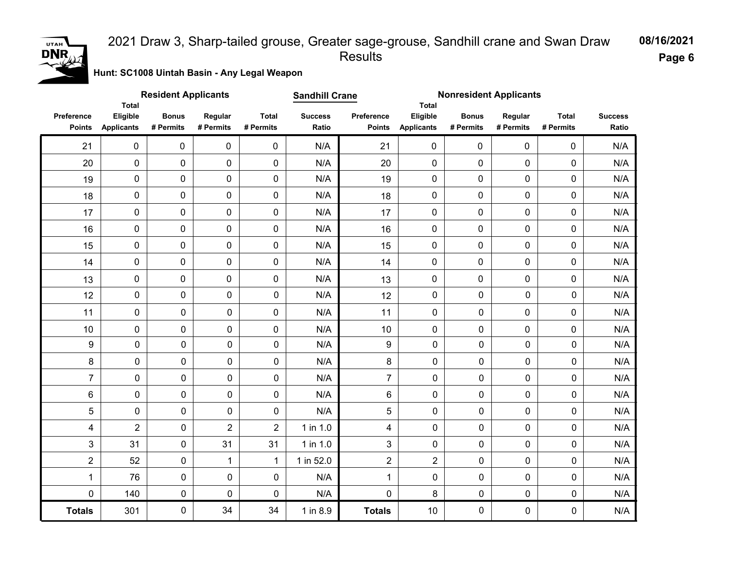# 2021 Draw 3, Sharp-tailed grouse, Greater sage-grouse, Sandhill crane and Swan Draw Results

08/16/2021

**Hunt: SC1008 Uintah Basin - Any Legal Weapon**

**Sandhill Crane**

| Resident Applicants | | | | | | Nonresident Applicants | | | | | |
|---|---|---|---|---|---|---|---|---|---|---|---|
| Preference Points | Total Eligible Applicants | Bonus # Permits | Regular # Permits | Total # Permits | Success Ratio | Preference Points | Total Eligible Applicants | Bonus # Permits | Regular # Permits | Total # Permits | Success Ratio |
| 21 | 0 | 0 | 0 | 0 | N/A | 21 | 0 | 0 | 0 | 0 | N/A |
| 20 | 0 | 0 | 0 | 0 | N/A | 20 | 0 | 0 | 0 | 0 | N/A |
| 19 | 0 | 0 | 0 | 0 | N/A | 19 | 0 | 0 | 0 | 0 | N/A |
| 18 | 0 | 0 | 0 | 0 | N/A | 18 | 0 | 0 | 0 | 0 | N/A |
| 17 | 0 | 0 | 0 | 0 | N/A | 17 | 0 | 0 | 0 | 0 | N/A |
| 16 | 0 | 0 | 0 | 0 | N/A | 16 | 0 | 0 | 0 | 0 | N/A |
| 15 | 0 | 0 | 0 | 0 | N/A | 15 | 0 | 0 | 0 | 0 | N/A |
| 14 | 0 | 0 | 0 | 0 | N/A | 14 | 0 | 0 | 0 | 0 | N/A |
| 13 | 0 | 0 | 0 | 0 | N/A | 13 | 0 | 0 | 0 | 0 | N/A |
| 12 | 0 | 0 | 0 | 0 | N/A | 12 | 0 | 0 | 0 | 0 | N/A |
| 11 | 0 | 0 | 0 | 0 | N/A | 11 | 0 | 0 | 0 | 0 | N/A |
| 10 | 0 | 0 | 0 | 0 | N/A | 10 | 0 | 0 | 0 | 0 | N/A |
| 9 | 0 | 0 | 0 | 0 | N/A | 9 | 0 | 0 | 0 | 0 | N/A |
| 8 | 0 | 0 | 0 | 0 | N/A | 8 | 0 | 0 | 0 | 0 | N/A |
| 7 | 0 | 0 | 0 | 0 | N/A | 7 | 0 | 0 | 0 | 0 | N/A |
| 6 | 0 | 0 | 0 | 0 | N/A | 6 | 0 | 0 | 0 | 0 | N/A |
| 5 | 0 | 0 | 0 | 0 | N/A | 5 | 0 | 0 | 0 | 0 | N/A |
| 4 | 2 | 0 | 2 | 2 | 1 in 1.0 | 4 | 0 | 0 | 0 | 0 | N/A |
| 3 | 31 | 0 | 31 | 31 | 1 in 1.0 | 3 | 0 | 0 | 0 | 0 | N/A |
| 2 | 52 | 0 | 1 | 1 | 1 in 52.0 | 2 | 2 | 0 | 0 | 0 | N/A |
| 1 | 76 | 0 | 0 | 0 | N/A | 1 | 0 | 0 | 0 | 0 | N/A |
| 0 | 140 | 0 | 0 | 0 | N/A | 0 | 8 | 0 | 0 | 0 | N/A |
| **Totals** | 301 | 0 | 34 | 34 | 1 in 8.9 | **Totals** | 10 | 0 | 0 | 0 | N/A |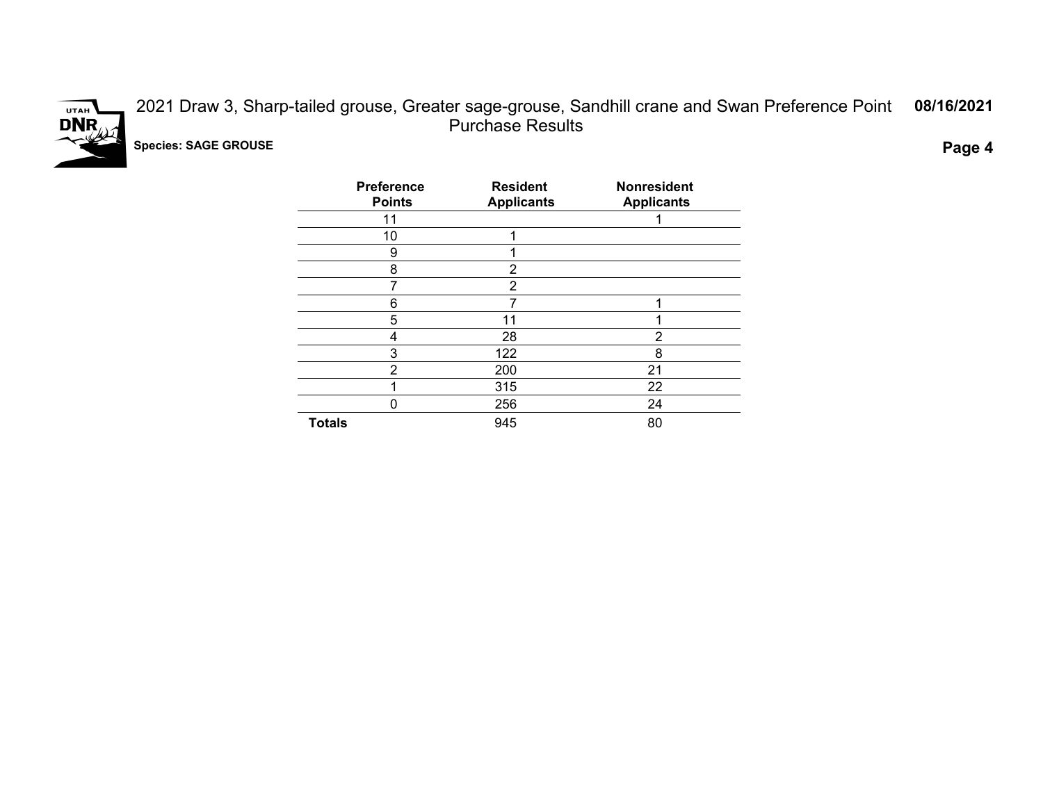# 2021 Draw 3, Sharp-tailed grouse, Greater sage-grouse, Sandhill crane and Swan Preference Point Purchase Results

**08/16/2021**

**Species: SAGE GROUSE**

| Preference Points | Resident Applicants | Nonresident Applicants |
|---|---|---|
| 11 | | 1 |
| 10 | 1 | |
| 9 | 1 | |
| 8 | 2 | |
| 7 | 2 | |
| 6 | 7 | 1 |
| 5 | 11 | 1 |
| 4 | 28 | 2 |
| 3 | 122 | 8 |
| 2 | 200 | 21 |
| 1 | 315 | 22 |
| 0 | 256 | 24 |
| **Totals** | 945 | 80 |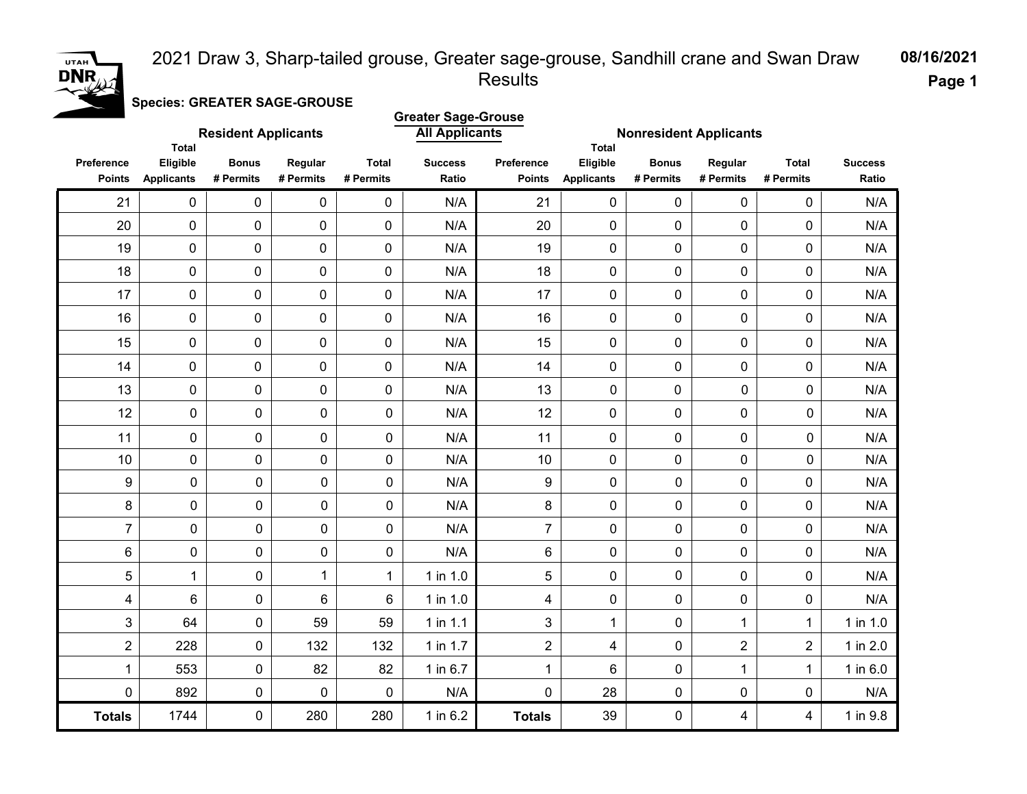# 2021 Draw 3, Sharp-tailed grouse, Greater sage-grouse, Sandhill crane and Swan Draw Results

08/16/2021

**Species: GREATER SAGE-GROUSE**

**Greater Sage-Grouse All Applicants**

| Resident Applicants | | | | | | Nonresident Applicants | | | | | |
|---|---|---|---|---|---|---|---|---|---|---|---|
| Preference Points | Total Eligible Applicants | Bonus # Permits | Regular # Permits | Total # Permits | Success Ratio | Preference Points | Total Eligible Applicants | Bonus # Permits | Regular # Permits | Total # Permits | Success Ratio |
| 21 | 0 | 0 | 0 | 0 | N/A | 21 | 0 | 0 | 0 | 0 | N/A |
| 20 | 0 | 0 | 0 | 0 | N/A | 20 | 0 | 0 | 0 | 0 | N/A |
| 19 | 0 | 0 | 0 | 0 | N/A | 19 | 0 | 0 | 0 | 0 | N/A |
| 18 | 0 | 0 | 0 | 0 | N/A | 18 | 0 | 0 | 0 | 0 | N/A |
| 17 | 0 | 0 | 0 | 0 | N/A | 17 | 0 | 0 | 0 | 0 | N/A |
| 16 | 0 | 0 | 0 | 0 | N/A | 16 | 0 | 0 | 0 | 0 | N/A |
| 15 | 0 | 0 | 0 | 0 | N/A | 15 | 0 | 0 | 0 | 0 | N/A |
| 14 | 0 | 0 | 0 | 0 | N/A | 14 | 0 | 0 | 0 | 0 | N/A |
| 13 | 0 | 0 | 0 | 0 | N/A | 13 | 0 | 0 | 0 | 0 | N/A |
| 12 | 0 | 0 | 0 | 0 | N/A | 12 | 0 | 0 | 0 | 0 | N/A |
| 11 | 0 | 0 | 0 | 0 | N/A | 11 | 0 | 0 | 0 | 0 | N/A |
| 10 | 0 | 0 | 0 | 0 | N/A | 10 | 0 | 0 | 0 | 0 | N/A |
| 9 | 0 | 0 | 0 | 0 | N/A | 9 | 0 | 0 | 0 | 0 | N/A |
| 8 | 0 | 0 | 0 | 0 | N/A | 8 | 0 | 0 | 0 | 0 | N/A |
| 7 | 0 | 0 | 0 | 0 | N/A | 7 | 0 | 0 | 0 | 0 | N/A |
| 6 | 0 | 0 | 0 | 0 | N/A | 6 | 0 | 0 | 0 | 0 | N/A |
| 5 | 1 | 0 | 1 | 1 | 1 in 1.0 | 5 | 0 | 0 | 0 | 0 | N/A |
| 4 | 6 | 0 | 6 | 6 | 1 in 1.0 | 4 | 0 | 0 | 0 | 0 | N/A |
| 3 | 64 | 0 | 59 | 59 | 1 in 1.1 | 3 | 1 | 0 | 1 | 1 | 1 in 1.0 |
| 2 | 228 | 0 | 132 | 132 | 1 in 1.7 | 2 | 4 | 0 | 2 | 2 | 1 in 2.0 |
| 1 | 553 | 0 | 82 | 82 | 1 in 6.7 | 1 | 6 | 0 | 1 | 1 | 1 in 6.0 |
| 0 | 892 | 0 | 0 | 0 | N/A | 0 | 28 | 0 | 0 | 0 | N/A |
| **Totals** | 1744 | 0 | 280 | 280 | 1 in 6.2 | **Totals** | 39 | 0 | 4 | 4 | 1 in 9.8 |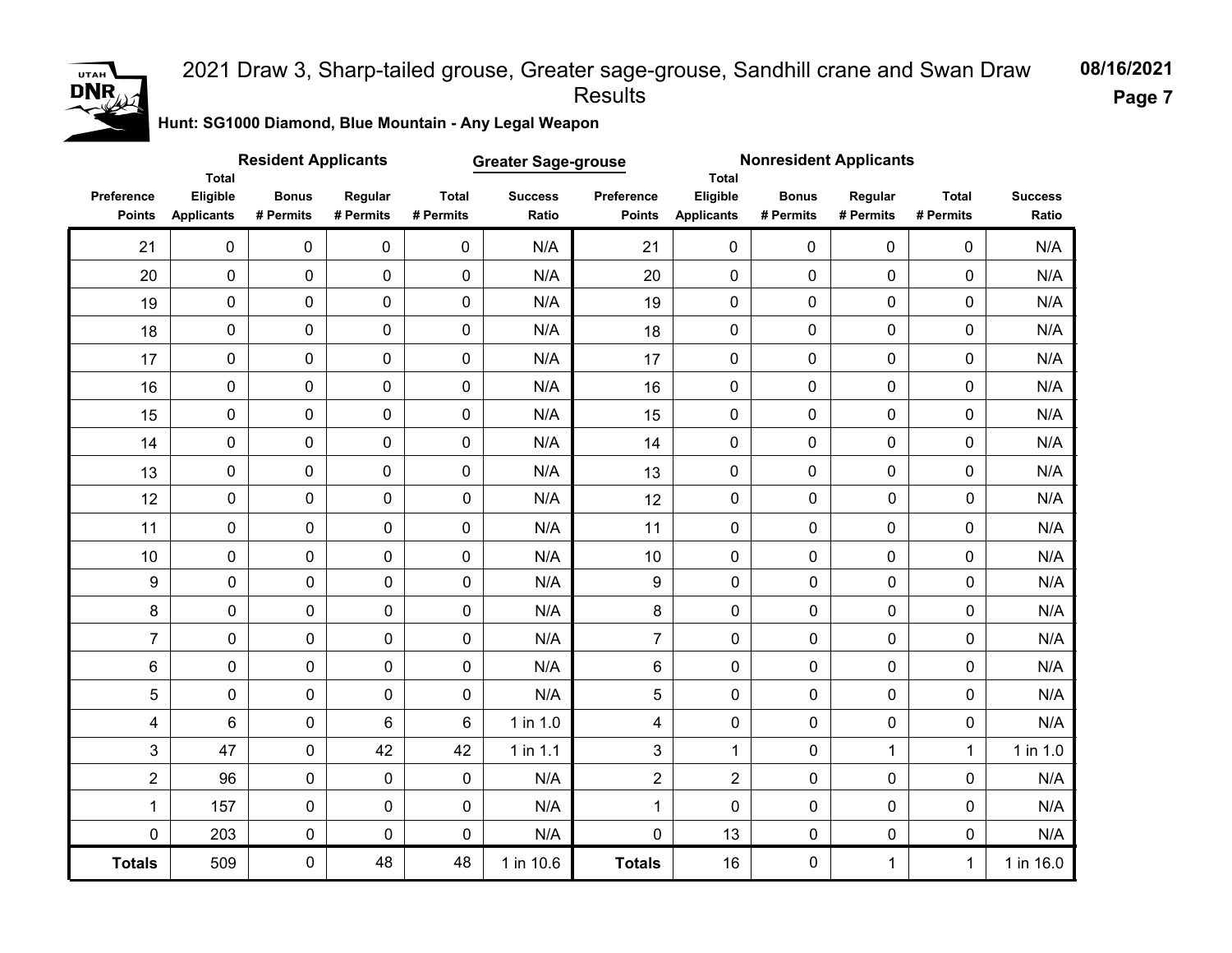# 2021 Draw 3, Sharp-tailed grouse, Greater sage-grouse, Sandhill crane and Swan Draw Results

**08/16/2021**

**Hunt: SG1000 Diamond, Blue Mountain - Any Legal Weapon**

**Greater Sage-grouse**

| Resident Applicants | | | | | | Nonresident Applicants | | | | | |
|---|---|---|---|---|---|---|---|---|---|---|---|
| Preference Points | Total Eligible Applicants | Bonus # Permits | Regular # Permits | Total # Permits | Success Ratio | Preference Points | Total Eligible Applicants | Bonus # Permits | Regular # Permits | Total # Permits | Success Ratio |
| 21 | 0 | 0 | 0 | 0 | N/A | 21 | 0 | 0 | 0 | 0 | N/A |
| 20 | 0 | 0 | 0 | 0 | N/A | 20 | 0 | 0 | 0 | 0 | N/A |
| 19 | 0 | 0 | 0 | 0 | N/A | 19 | 0 | 0 | 0 | 0 | N/A |
| 18 | 0 | 0 | 0 | 0 | N/A | 18 | 0 | 0 | 0 | 0 | N/A |
| 17 | 0 | 0 | 0 | 0 | N/A | 17 | 0 | 0 | 0 | 0 | N/A |
| 16 | 0 | 0 | 0 | 0 | N/A | 16 | 0 | 0 | 0 | 0 | N/A |
| 15 | 0 | 0 | 0 | 0 | N/A | 15 | 0 | 0 | 0 | 0 | N/A |
| 14 | 0 | 0 | 0 | 0 | N/A | 14 | 0 | 0 | 0 | 0 | N/A |
| 13 | 0 | 0 | 0 | 0 | N/A | 13 | 0 | 0 | 0 | 0 | N/A |
| 12 | 0 | 0 | 0 | 0 | N/A | 12 | 0 | 0 | 0 | 0 | N/A |
| 11 | 0 | 0 | 0 | 0 | N/A | 11 | 0 | 0 | 0 | 0 | N/A |
| 10 | 0 | 0 | 0 | 0 | N/A | 10 | 0 | 0 | 0 | 0 | N/A |
| 9 | 0 | 0 | 0 | 0 | N/A | 9 | 0 | 0 | 0 | 0 | N/A |
| 8 | 0 | 0 | 0 | 0 | N/A | 8 | 0 | 0 | 0 | 0 | N/A |
| 7 | 0 | 0 | 0 | 0 | N/A | 7 | 0 | 0 | 0 | 0 | N/A |
| 6 | 0 | 0 | 0 | 0 | N/A | 6 | 0 | 0 | 0 | 0 | N/A |
| 5 | 0 | 0 | 0 | 0 | N/A | 5 | 0 | 0 | 0 | 0 | N/A |
| 4 | 6 | 0 | 6 | 6 | 1 in 1.0 | 4 | 0 | 0 | 0 | 0 | N/A |
| 3 | 47 | 0 | 42 | 42 | 1 in 1.1 | 3 | 1 | 0 | 1 | 1 | 1 in 1.0 |
| 2 | 96 | 0 | 0 | 0 | N/A | 2 | 2 | 0 | 0 | 0 | N/A |
| 1 | 157 | 0 | 0 | 0 | N/A | 1 | 0 | 0 | 0 | 0 | N/A |
| 0 | 203 | 0 | 0 | 0 | N/A | 0 | 13 | 0 | 0 | 0 | N/A |
| **Totals** | 509 | 0 | 48 | 48 | 1 in 10.6 | **Totals** | 16 | 0 | 1 | 1 | 1 in 16.0 |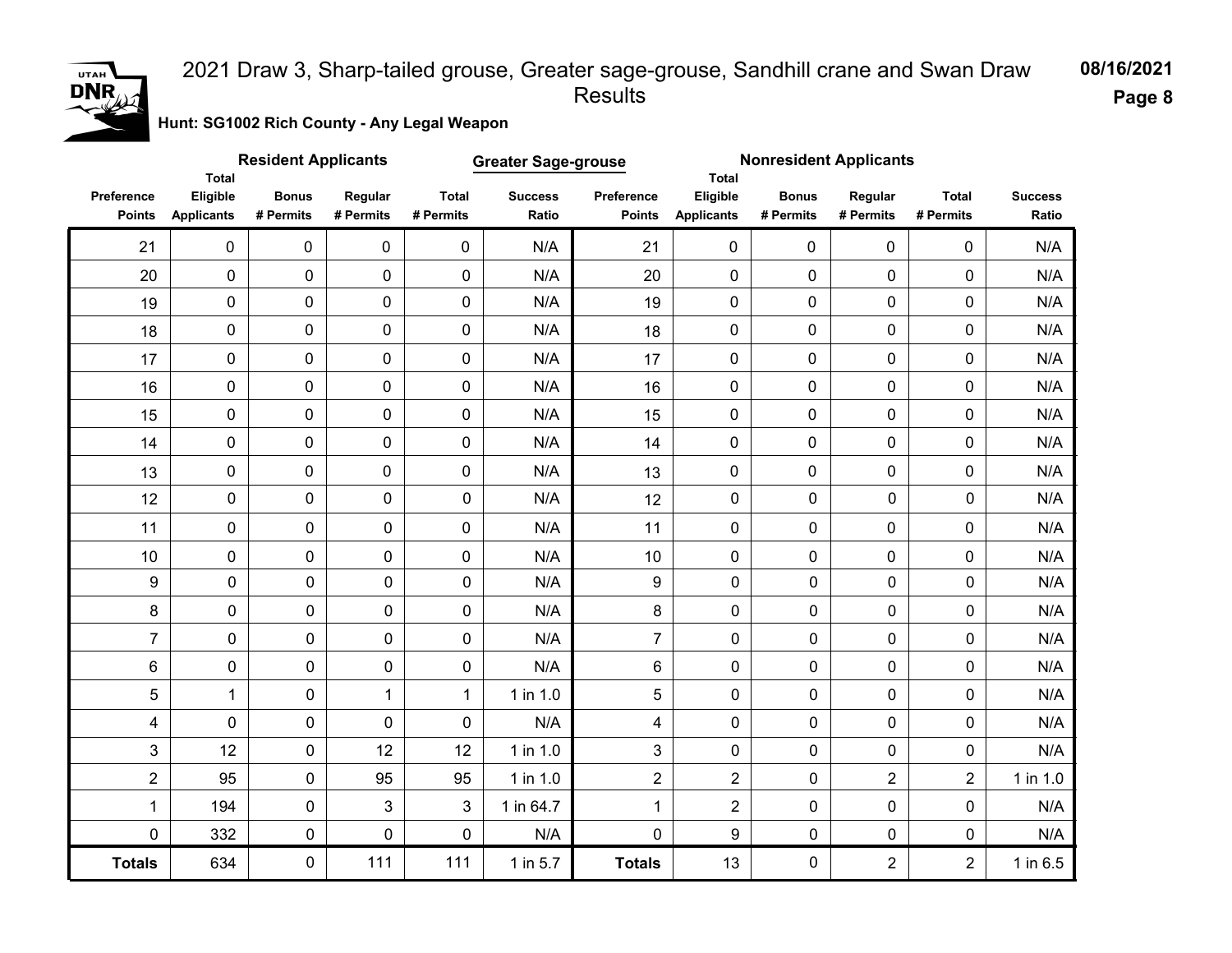# 2021 Draw 3, Sharp-tailed grouse, Greater sage-grouse, Sandhill crane and Swan Draw Results

08/16/2021

**Hunt: SG1002 Rich County - Any Legal Weapon**

**Greater Sage-grouse**

| Resident Applicants | | | | | | Nonresident Applicants | | | | | |
|---|---|---|---|---|---|---|---|---|---|---|---|
| Preference Points | Total Eligible Applicants | Bonus # Permits | Regular # Permits | Total # Permits | Success Ratio | Preference Points | Total Eligible Applicants | Bonus # Permits | Regular # Permits | Total # Permits | Success Ratio |
| 21 | 0 | 0 | 0 | 0 | N/A | 21 | 0 | 0 | 0 | 0 | N/A |
| 20 | 0 | 0 | 0 | 0 | N/A | 20 | 0 | 0 | 0 | 0 | N/A |
| 19 | 0 | 0 | 0 | 0 | N/A | 19 | 0 | 0 | 0 | 0 | N/A |
| 18 | 0 | 0 | 0 | 0 | N/A | 18 | 0 | 0 | 0 | 0 | N/A |
| 17 | 0 | 0 | 0 | 0 | N/A | 17 | 0 | 0 | 0 | 0 | N/A |
| 16 | 0 | 0 | 0 | 0 | N/A | 16 | 0 | 0 | 0 | 0 | N/A |
| 15 | 0 | 0 | 0 | 0 | N/A | 15 | 0 | 0 | 0 | 0 | N/A |
| 14 | 0 | 0 | 0 | 0 | N/A | 14 | 0 | 0 | 0 | 0 | N/A |
| 13 | 0 | 0 | 0 | 0 | N/A | 13 | 0 | 0 | 0 | 0 | N/A |
| 12 | 0 | 0 | 0 | 0 | N/A | 12 | 0 | 0 | 0 | 0 | N/A |
| 11 | 0 | 0 | 0 | 0 | N/A | 11 | 0 | 0 | 0 | 0 | N/A |
| 10 | 0 | 0 | 0 | 0 | N/A | 10 | 0 | 0 | 0 | 0 | N/A |
| 9 | 0 | 0 | 0 | 0 | N/A | 9 | 0 | 0 | 0 | 0 | N/A |
| 8 | 0 | 0 | 0 | 0 | N/A | 8 | 0 | 0 | 0 | 0 | N/A |
| 7 | 0 | 0 | 0 | 0 | N/A | 7 | 0 | 0 | 0 | 0 | N/A |
| 6 | 0 | 0 | 0 | 0 | N/A | 6 | 0 | 0 | 0 | 0 | N/A |
| 5 | 1 | 0 | 1 | 1 | 1 in 1.0 | 5 | 0 | 0 | 0 | 0 | N/A |
| 4 | 0 | 0 | 0 | 0 | N/A | 4 | 0 | 0 | 0 | 0 | N/A |
| 3 | 12 | 0 | 12 | 12 | 1 in 1.0 | 3 | 0 | 0 | 0 | 0 | N/A |
| 2 | 95 | 0 | 95 | 95 | 1 in 1.0 | 2 | 2 | 0 | 2 | 2 | 1 in 1.0 |
| 1 | 194 | 0 | 3 | 3 | 1 in 64.7 | 1 | 2 | 0 | 0 | 0 | N/A |
| 0 | 332 | 0 | 0 | 0 | N/A | 0 | 9 | 0 | 0 | 0 | N/A |
| **Totals** | 634 | 0 | 111 | 111 | 1 in 5.7 | **Totals** | 13 | 0 | 2 | 2 | 1 in 6.5 |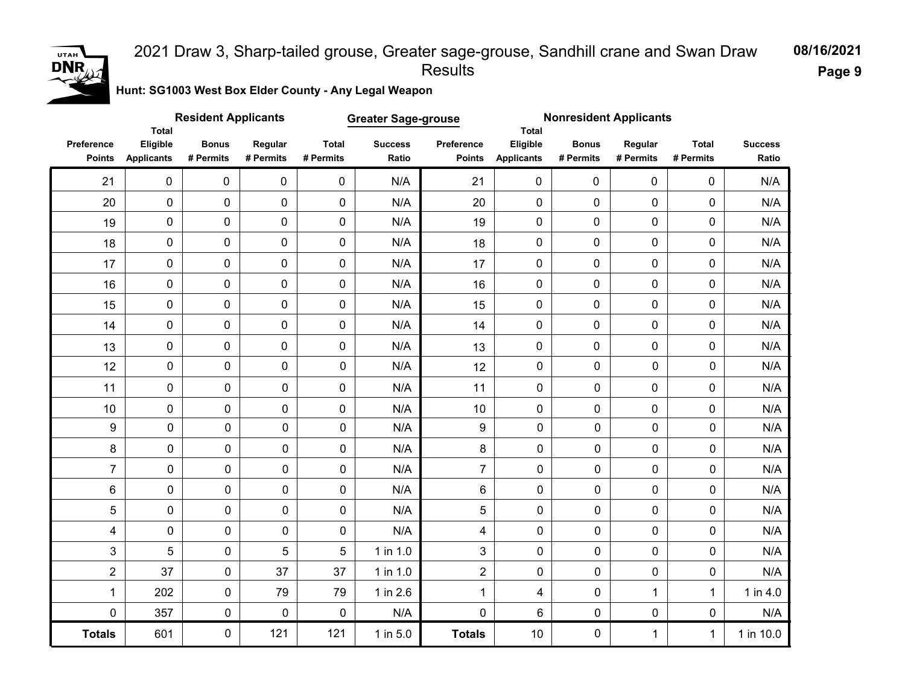# 2021 Draw 3, Sharp-tailed grouse, Greater sage-grouse, Sandhill crane and Swan Draw Results

08/16/2021

**Hunt: SG1003 West Box Elder County - Any Legal Weapon**

**Greater Sage-grouse**

| Resident Applicants | | | | | | Nonresident Applicants | | | | | |
|---|---|---|---|---|---|---|---|---|---|---|---|
| Preference Points | Total Eligible Applicants | Bonus # Permits | Regular # Permits | Total # Permits | Success Ratio | Preference Points | Total Eligible Applicants | Bonus # Permits | Regular # Permits | Total # Permits | Success Ratio |
| 21 | 0 | 0 | 0 | 0 | N/A | 21 | 0 | 0 | 0 | 0 | N/A |
| 20 | 0 | 0 | 0 | 0 | N/A | 20 | 0 | 0 | 0 | 0 | N/A |
| 19 | 0 | 0 | 0 | 0 | N/A | 19 | 0 | 0 | 0 | 0 | N/A |
| 18 | 0 | 0 | 0 | 0 | N/A | 18 | 0 | 0 | 0 | 0 | N/A |
| 17 | 0 | 0 | 0 | 0 | N/A | 17 | 0 | 0 | 0 | 0 | N/A |
| 16 | 0 | 0 | 0 | 0 | N/A | 16 | 0 | 0 | 0 | 0 | N/A |
| 15 | 0 | 0 | 0 | 0 | N/A | 15 | 0 | 0 | 0 | 0 | N/A |
| 14 | 0 | 0 | 0 | 0 | N/A | 14 | 0 | 0 | 0 | 0 | N/A |
| 13 | 0 | 0 | 0 | 0 | N/A | 13 | 0 | 0 | 0 | 0 | N/A |
| 12 | 0 | 0 | 0 | 0 | N/A | 12 | 0 | 0 | 0 | 0 | N/A |
| 11 | 0 | 0 | 0 | 0 | N/A | 11 | 0 | 0 | 0 | 0 | N/A |
| 10 | 0 | 0 | 0 | 0 | N/A | 10 | 0 | 0 | 0 | 0 | N/A |
| 9 | 0 | 0 | 0 | 0 | N/A | 9 | 0 | 0 | 0 | 0 | N/A |
| 8 | 0 | 0 | 0 | 0 | N/A | 8 | 0 | 0 | 0 | 0 | N/A |
| 7 | 0 | 0 | 0 | 0 | N/A | 7 | 0 | 0 | 0 | 0 | N/A |
| 6 | 0 | 0 | 0 | 0 | N/A | 6 | 0 | 0 | 0 | 0 | N/A |
| 5 | 0 | 0 | 0 | 0 | N/A | 5 | 0 | 0 | 0 | 0 | N/A |
| 4 | 0 | 0 | 0 | 0 | N/A | 4 | 0 | 0 | 0 | 0 | N/A |
| 3 | 5 | 0 | 5 | 5 | 1 in 1.0 | 3 | 0 | 0 | 0 | 0 | N/A |
| 2 | 37 | 0 | 37 | 37 | 1 in 1.0 | 2 | 0 | 0 | 0 | 0 | N/A |
| 1 | 202 | 0 | 79 | 79 | 1 in 2.6 | 1 | 4 | 0 | 1 | 1 | 1 in 4.0 |
| 0 | 357 | 0 | 0 | 0 | N/A | 0 | 6 | 0 | 0 | 0 | N/A |
| **Totals** | 601 | 0 | 121 | 121 | 1 in 5.0 | **Totals** | 10 | 0 | 1 | 1 | 1 in 10.0 |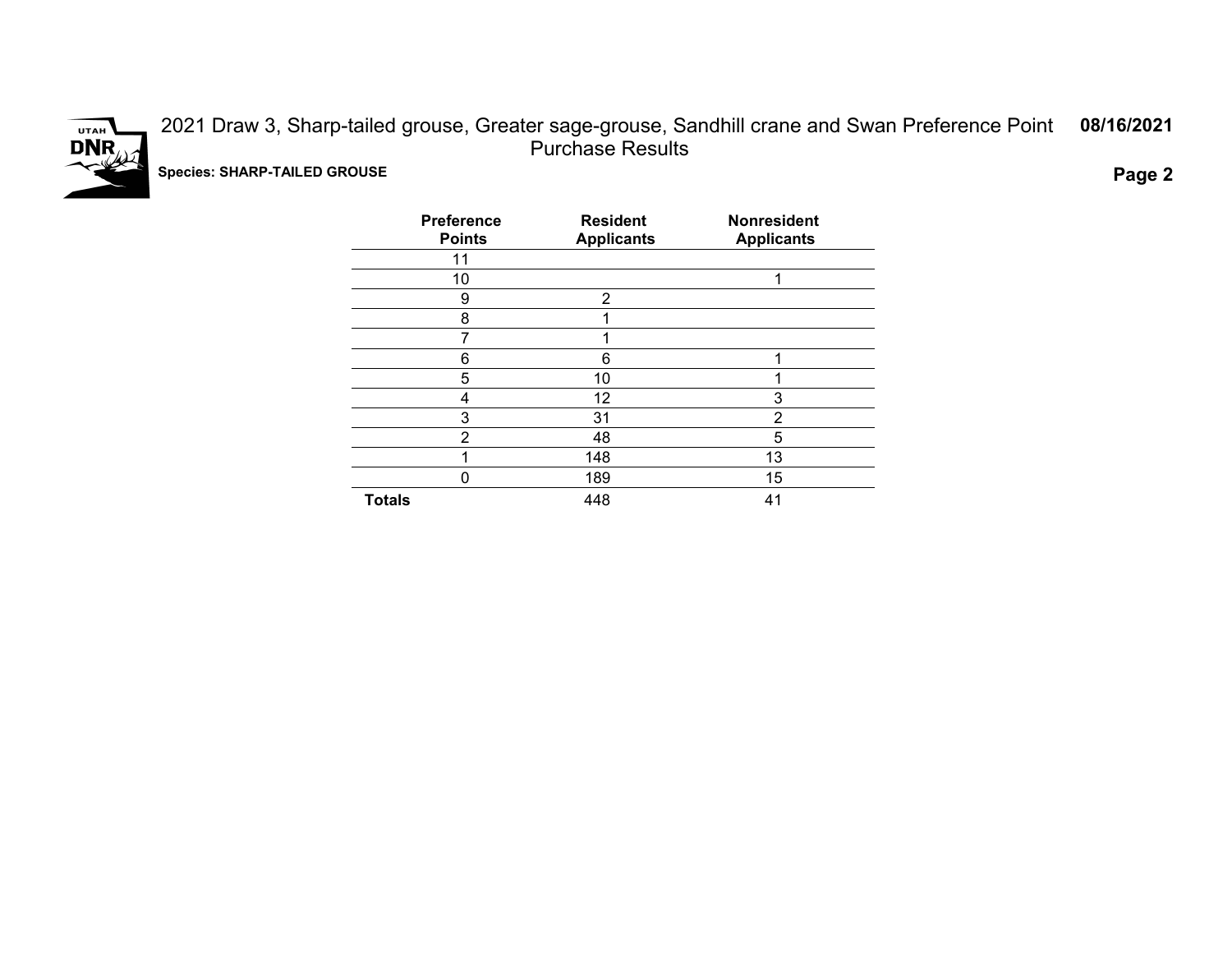# 2021 Draw 3, Sharp-tailed grouse, Greater sage-grouse, Sandhill crane and Swan Preference Point Purchase Results

**08/16/2021**

**Species: SHARP-TAILED GROUSE**

| Preference Points | Resident Applicants | Nonresident Applicants |
|---|---|---|
| 11 | | |
| 10 | | 1 |
| 9 | 2 | |
| 8 | 1 | |
| 7 | 1 | |
| 6 | 6 | 1 |
| 5 | 10 | 1 |
| 4 | 12 | 3 |
| 3 | 31 | 2 |
| 2 | 48 | 5 |
| 1 | 148 | 13 |
| 0 | 189 | 15 |
| **Totals** | 448 | 41 |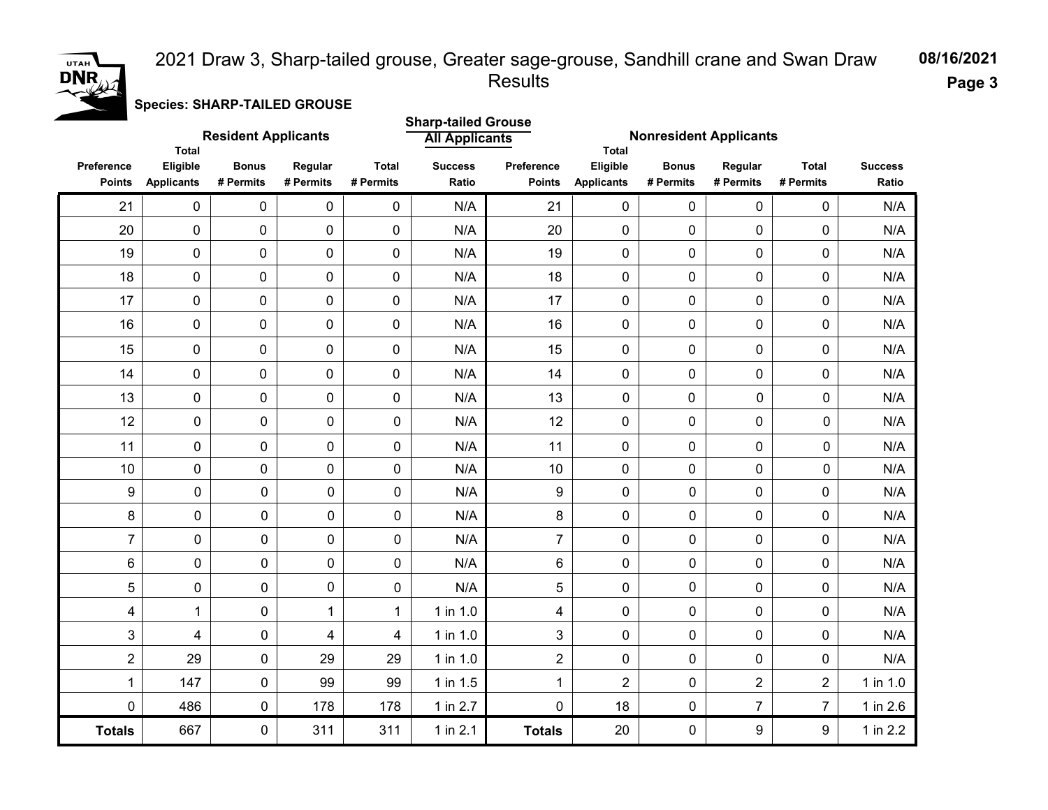# 2021 Draw 3, Sharp-tailed grouse, Greater sage-grouse, Sandhill crane and Swan Draw Results

08/16/2021

**Species: SHARP-TAILED GROUSE**

**Sharp-tailed Grouse All Applicants**

| Resident Applicants | | | | | | Nonresident Applicants | | | | | |
|---|---|---|---|---|---|---|---|---|---|---|---|
| Preference Points | Total Eligible Applicants | Bonus # Permits | Regular # Permits | Total # Permits | Success Ratio | Preference Points | Total Eligible Applicants | Bonus # Permits | Regular # Permits | Total # Permits | Success Ratio |
| 21 | 0 | 0 | 0 | 0 | N/A | 21 | 0 | 0 | 0 | 0 | N/A |
| 20 | 0 | 0 | 0 | 0 | N/A | 20 | 0 | 0 | 0 | 0 | N/A |
| 19 | 0 | 0 | 0 | 0 | N/A | 19 | 0 | 0 | 0 | 0 | N/A |
| 18 | 0 | 0 | 0 | 0 | N/A | 18 | 0 | 0 | 0 | 0 | N/A |
| 17 | 0 | 0 | 0 | 0 | N/A | 17 | 0 | 0 | 0 | 0 | N/A |
| 16 | 0 | 0 | 0 | 0 | N/A | 16 | 0 | 0 | 0 | 0 | N/A |
| 15 | 0 | 0 | 0 | 0 | N/A | 15 | 0 | 0 | 0 | 0 | N/A |
| 14 | 0 | 0 | 0 | 0 | N/A | 14 | 0 | 0 | 0 | 0 | N/A |
| 13 | 0 | 0 | 0 | 0 | N/A | 13 | 0 | 0 | 0 | 0 | N/A |
| 12 | 0 | 0 | 0 | 0 | N/A | 12 | 0 | 0 | 0 | 0 | N/A |
| 11 | 0 | 0 | 0 | 0 | N/A | 11 | 0 | 0 | 0 | 0 | N/A |
| 10 | 0 | 0 | 0 | 0 | N/A | 10 | 0 | 0 | 0 | 0 | N/A |
| 9 | 0 | 0 | 0 | 0 | N/A | 9 | 0 | 0 | 0 | 0 | N/A |
| 8 | 0 | 0 | 0 | 0 | N/A | 8 | 0 | 0 | 0 | 0 | N/A |
| 7 | 0 | 0 | 0 | 0 | N/A | 7 | 0 | 0 | 0 | 0 | N/A |
| 6 | 0 | 0 | 0 | 0 | N/A | 6 | 0 | 0 | 0 | 0 | N/A |
| 5 | 0 | 0 | 0 | 0 | N/A | 5 | 0 | 0 | 0 | 0 | N/A |
| 4 | 1 | 0 | 1 | 1 | 1 in 1.0 | 4 | 0 | 0 | 0 | 0 | N/A |
| 3 | 4 | 0 | 4 | 4 | 1 in 1.0 | 3 | 0 | 0 | 0 | 0 | N/A |
| 2 | 29 | 0 | 29 | 29 | 1 in 1.0 | 2 | 0 | 0 | 0 | 0 | N/A |
| 1 | 147 | 0 | 99 | 99 | 1 in 1.5 | 1 | 2 | 0 | 2 | 2 | 1 in 1.0 |
| 0 | 486 | 0 | 178 | 178 | 1 in 2.7 | 0 | 18 | 0 | 7 | 7 | 1 in 2.6 |
| **Totals** | 667 | 0 | 311 | 311 | 1 in 2.1 | **Totals** | 20 | 0 | 9 | 9 | 1 in 2.2 |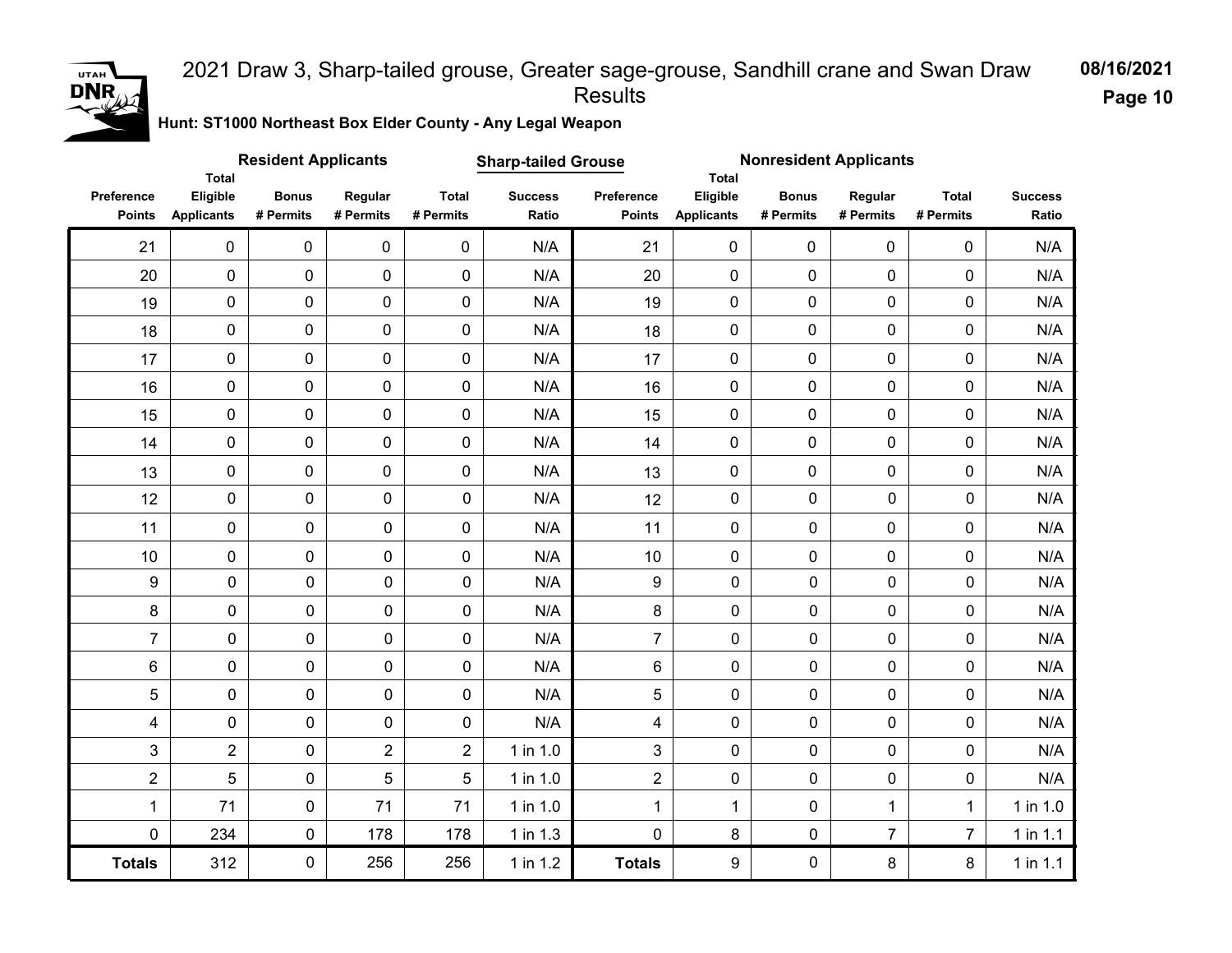# 2021 Draw 3, Sharp-tailed grouse, Greater sage-grouse, Sandhill crane and Swan Draw Results

08/16/2021

**Hunt: ST1000 Northeast Box Elder County - Any Legal Weapon**

**Sharp-tailed Grouse**

| Resident Applicants | | | | | | Nonresident Applicants | | | | | |
|---|---|---|---|---|---|---|---|---|---|---|---|
| Preference Points | Total Eligible Applicants | Bonus # Permits | Regular # Permits | Total # Permits | Success Ratio | Preference Points | Total Eligible Applicants | Bonus # Permits | Regular # Permits | Total # Permits | Success Ratio |
| 21 | 0 | 0 | 0 | 0 | N/A | 21 | 0 | 0 | 0 | 0 | N/A |
| 20 | 0 | 0 | 0 | 0 | N/A | 20 | 0 | 0 | 0 | 0 | N/A |
| 19 | 0 | 0 | 0 | 0 | N/A | 19 | 0 | 0 | 0 | 0 | N/A |
| 18 | 0 | 0 | 0 | 0 | N/A | 18 | 0 | 0 | 0 | 0 | N/A |
| 17 | 0 | 0 | 0 | 0 | N/A | 17 | 0 | 0 | 0 | 0 | N/A |
| 16 | 0 | 0 | 0 | 0 | N/A | 16 | 0 | 0 | 0 | 0 | N/A |
| 15 | 0 | 0 | 0 | 0 | N/A | 15 | 0 | 0 | 0 | 0 | N/A |
| 14 | 0 | 0 | 0 | 0 | N/A | 14 | 0 | 0 | 0 | 0 | N/A |
| 13 | 0 | 0 | 0 | 0 | N/A | 13 | 0 | 0 | 0 | 0 | N/A |
| 12 | 0 | 0 | 0 | 0 | N/A | 12 | 0 | 0 | 0 | 0 | N/A |
| 11 | 0 | 0 | 0 | 0 | N/A | 11 | 0 | 0 | 0 | 0 | N/A |
| 10 | 0 | 0 | 0 | 0 | N/A | 10 | 0 | 0 | 0 | 0 | N/A |
| 9 | 0 | 0 | 0 | 0 | N/A | 9 | 0 | 0 | 0 | 0 | N/A |
| 8 | 0 | 0 | 0 | 0 | N/A | 8 | 0 | 0 | 0 | 0 | N/A |
| 7 | 0 | 0 | 0 | 0 | N/A | 7 | 0 | 0 | 0 | 0 | N/A |
| 6 | 0 | 0 | 0 | 0 | N/A | 6 | 0 | 0 | 0 | 0 | N/A |
| 5 | 0 | 0 | 0 | 0 | N/A | 5 | 0 | 0 | 0 | 0 | N/A |
| 4 | 0 | 0 | 0 | 0 | N/A | 4 | 0 | 0 | 0 | 0 | N/A |
| 3 | 2 | 0 | 2 | 2 | 1 in 1.0 | 3 | 0 | 0 | 0 | 0 | N/A |
| 2 | 5 | 0 | 5 | 5 | 1 in 1.0 | 2 | 0 | 0 | 0 | 0 | N/A |
| 1 | 71 | 0 | 71 | 71 | 1 in 1.0 | 1 | 1 | 0 | 1 | 1 | 1 in 1.0 |
| 0 | 234 | 0 | 178 | 178 | 1 in 1.3 | 0 | 8 | 0 | 7 | 7 | 1 in 1.1 |
| **Totals** | 312 | 0 | 256 | 256 | 1 in 1.2 | **Totals** | 9 | 0 | 8 | 8 | 1 in 1.1 |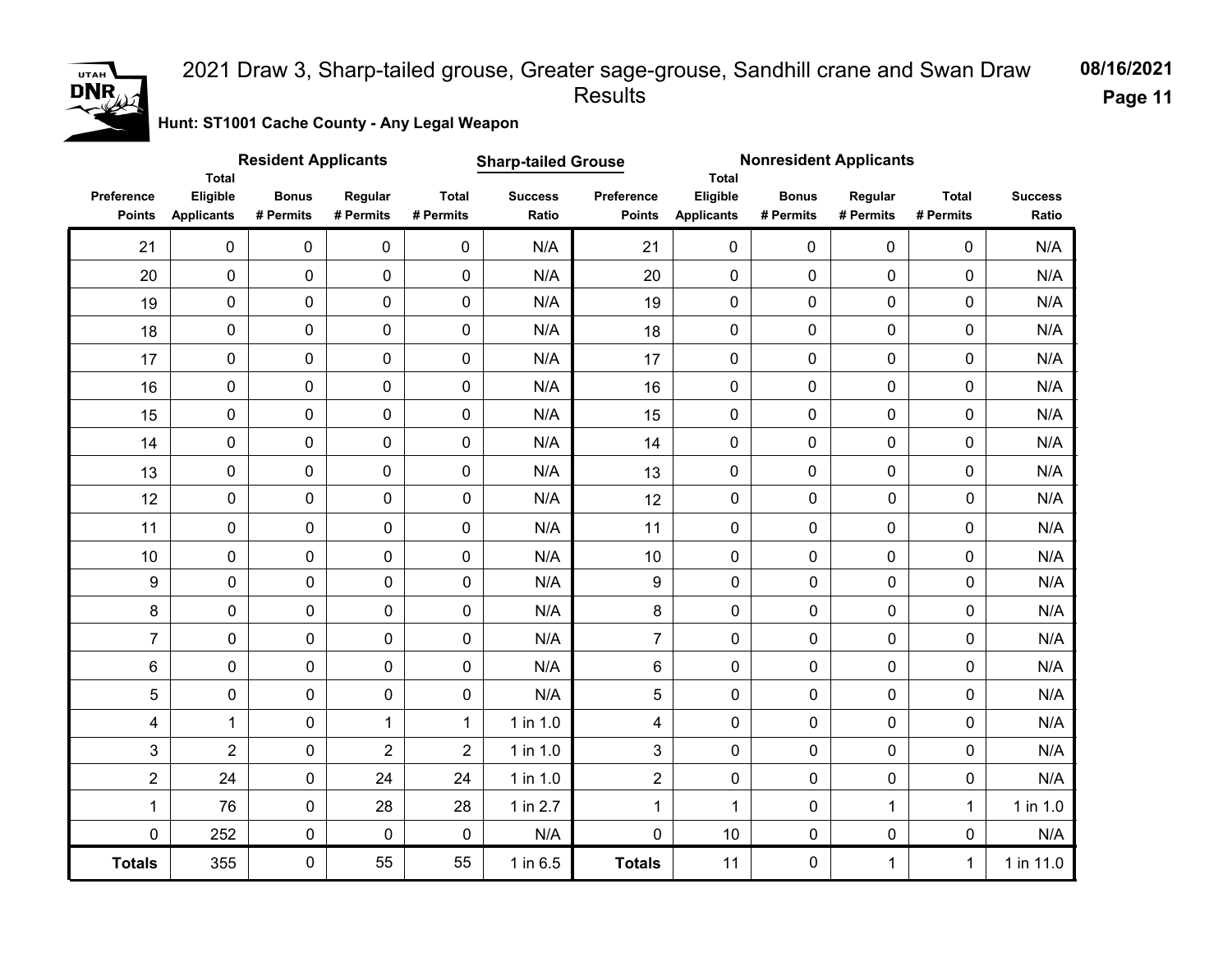# 2021 Draw 3, Sharp-tailed grouse, Greater sage-grouse, Sandhill crane and Swan Draw Results

08/16/2021

**Hunt: ST1001 Cache County - Any Legal Weapon**

**Sharp-tailed Grouse**

| Resident Applicants | | | | | | Nonresident Applicants | | | | | |
|---|---|---|---|---|---|---|---|---|---|---|---|
| Preference Points | Total Eligible Applicants | Bonus # Permits | Regular # Permits | Total # Permits | Success Ratio | Preference Points | Total Eligible Applicants | Bonus # Permits | Regular # Permits | Total # Permits | Success Ratio |
| 21 | 0 | 0 | 0 | 0 | N/A | 21 | 0 | 0 | 0 | 0 | N/A |
| 20 | 0 | 0 | 0 | 0 | N/A | 20 | 0 | 0 | 0 | 0 | N/A |
| 19 | 0 | 0 | 0 | 0 | N/A | 19 | 0 | 0 | 0 | 0 | N/A |
| 18 | 0 | 0 | 0 | 0 | N/A | 18 | 0 | 0 | 0 | 0 | N/A |
| 17 | 0 | 0 | 0 | 0 | N/A | 17 | 0 | 0 | 0 | 0 | N/A |
| 16 | 0 | 0 | 0 | 0 | N/A | 16 | 0 | 0 | 0 | 0 | N/A |
| 15 | 0 | 0 | 0 | 0 | N/A | 15 | 0 | 0 | 0 | 0 | N/A |
| 14 | 0 | 0 | 0 | 0 | N/A | 14 | 0 | 0 | 0 | 0 | N/A |
| 13 | 0 | 0 | 0 | 0 | N/A | 13 | 0 | 0 | 0 | 0 | N/A |
| 12 | 0 | 0 | 0 | 0 | N/A | 12 | 0 | 0 | 0 | 0 | N/A |
| 11 | 0 | 0 | 0 | 0 | N/A | 11 | 0 | 0 | 0 | 0 | N/A |
| 10 | 0 | 0 | 0 | 0 | N/A | 10 | 0 | 0 | 0 | 0 | N/A |
| 9 | 0 | 0 | 0 | 0 | N/A | 9 | 0 | 0 | 0 | 0 | N/A |
| 8 | 0 | 0 | 0 | 0 | N/A | 8 | 0 | 0 | 0 | 0 | N/A |
| 7 | 0 | 0 | 0 | 0 | N/A | 7 | 0 | 0 | 0 | 0 | N/A |
| 6 | 0 | 0 | 0 | 0 | N/A | 6 | 0 | 0 | 0 | 0 | N/A |
| 5 | 0 | 0 | 0 | 0 | N/A | 5 | 0 | 0 | 0 | 0 | N/A |
| 4 | 1 | 0 | 1 | 1 | 1 in 1.0 | 4 | 0 | 0 | 0 | 0 | N/A |
| 3 | 2 | 0 | 2 | 2 | 1 in 1.0 | 3 | 0 | 0 | 0 | 0 | N/A |
| 2 | 24 | 0 | 24 | 24 | 1 in 1.0 | 2 | 0 | 0 | 0 | 0 | N/A |
| 1 | 76 | 0 | 28 | 28 | 1 in 2.7 | 1 | 1 | 0 | 1 | 1 | 1 in 1.0 |
| 0 | 252 | 0 | 0 | 0 | N/A | 0 | 10 | 0 | 0 | 0 | N/A |
| **Totals** | 355 | 0 | 55 | 55 | 1 in 6.5 | **Totals** | 11 | 0 | 1 | 1 | 1 in 11.0 |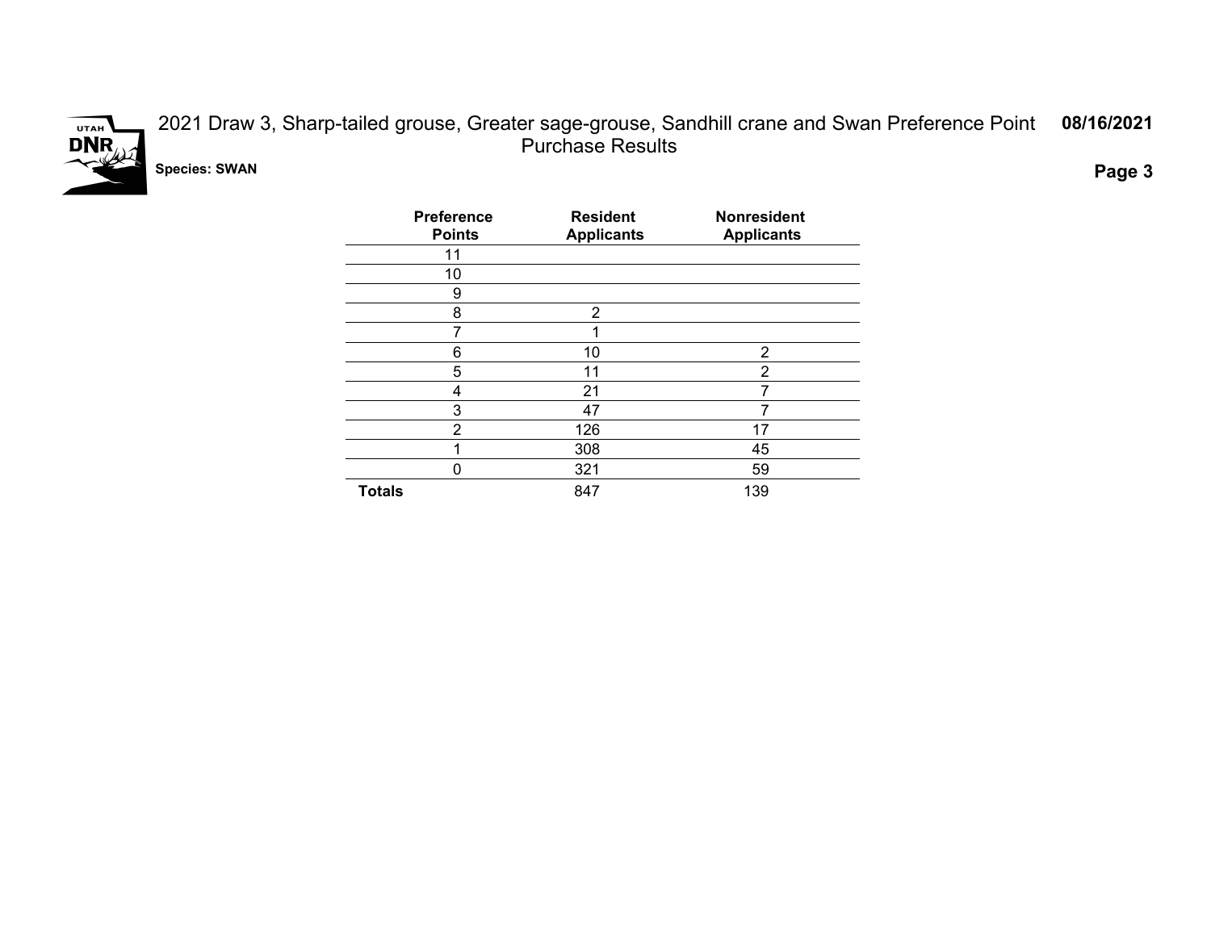# 2021 Draw 3, Sharp-tailed grouse, Greater sage-grouse, Sandhill crane and Swan Preference Point Purchase Results

**08/16/2021**

**Species: SWAN**

| Preference Points | Resident Applicants | Nonresident Applicants |
|---|---|---|
| 11 | | |
| 10 | | |
| 9 | | |
| 8 | 2 | |
| 7 | 1 | |
| 6 | 10 | 2 |
| 5 | 11 | 2 |
| 4 | 21 | 7 |
| 3 | 47 | 7 |
| 2 | 126 | 17 |
| 1 | 308 | 45 |
| 0 | 321 | 59 |
| **Totals** | 847 | 139 |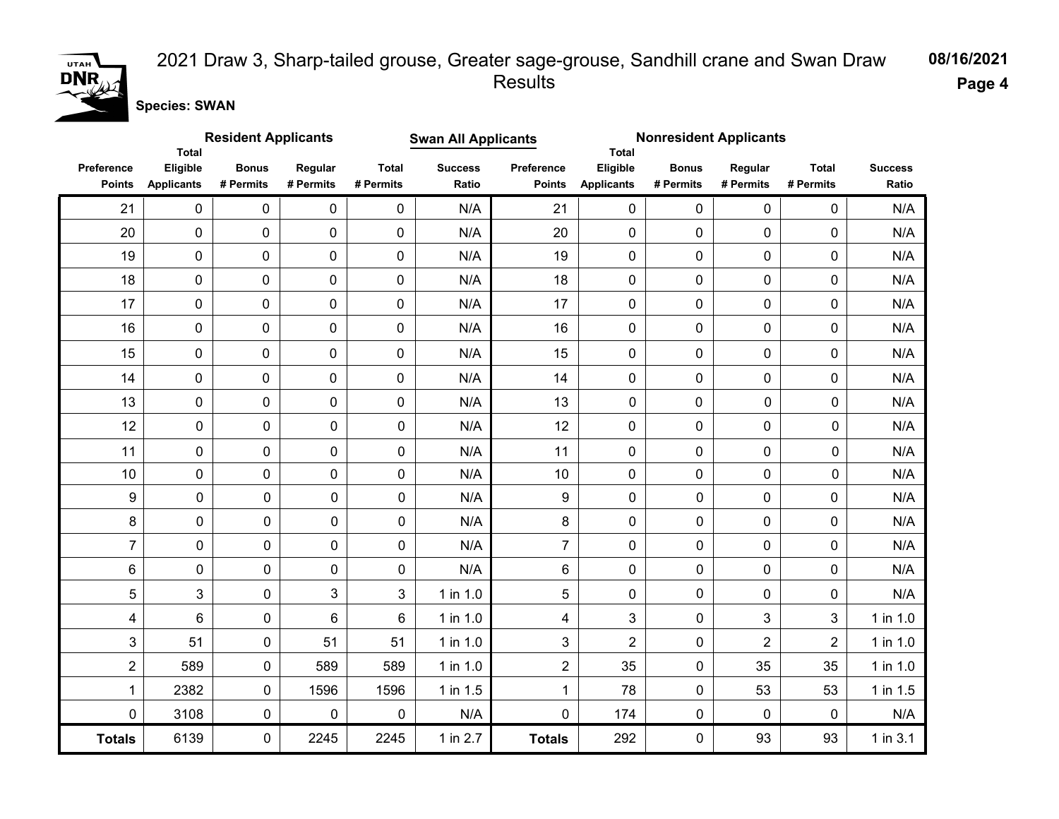# 2021 Draw 3, Sharp-tailed grouse, Greater sage-grouse, Sandhill crane and Swan Draw Results

08/16/2021

**Species: SWAN**

**Swan All Applicants**

| Resident Applicants | | | | | | Nonresident Applicants | | | | | |
|---|---|---|---|---|---|---|---|---|---|---|---|
| Preference Points | Total Eligible Applicants | Bonus # Permits | Regular # Permits | Total # Permits | Success Ratio | Preference Points | Total Eligible Applicants | Bonus # Permits | Regular # Permits | Total # Permits | Success Ratio |
| 21 | 0 | 0 | 0 | 0 | N/A | 21 | 0 | 0 | 0 | 0 | N/A |
| 20 | 0 | 0 | 0 | 0 | N/A | 20 | 0 | 0 | 0 | 0 | N/A |
| 19 | 0 | 0 | 0 | 0 | N/A | 19 | 0 | 0 | 0 | 0 | N/A |
| 18 | 0 | 0 | 0 | 0 | N/A | 18 | 0 | 0 | 0 | 0 | N/A |
| 17 | 0 | 0 | 0 | 0 | N/A | 17 | 0 | 0 | 0 | 0 | N/A |
| 16 | 0 | 0 | 0 | 0 | N/A | 16 | 0 | 0 | 0 | 0 | N/A |
| 15 | 0 | 0 | 0 | 0 | N/A | 15 | 0 | 0 | 0 | 0 | N/A |
| 14 | 0 | 0 | 0 | 0 | N/A | 14 | 0 | 0 | 0 | 0 | N/A |
| 13 | 0 | 0 | 0 | 0 | N/A | 13 | 0 | 0 | 0 | 0 | N/A |
| 12 | 0 | 0 | 0 | 0 | N/A | 12 | 0 | 0 | 0 | 0 | N/A |
| 11 | 0 | 0 | 0 | 0 | N/A | 11 | 0 | 0 | 0 | 0 | N/A |
| 10 | 0 | 0 | 0 | 0 | N/A | 10 | 0 | 0 | 0 | 0 | N/A |
| 9 | 0 | 0 | 0 | 0 | N/A | 9 | 0 | 0 | 0 | 0 | N/A |
| 8 | 0 | 0 | 0 | 0 | N/A | 8 | 0 | 0 | 0 | 0 | N/A |
| 7 | 0 | 0 | 0 | 0 | N/A | 7 | 0 | 0 | 0 | 0 | N/A |
| 6 | 0 | 0 | 0 | 0 | N/A | 6 | 0 | 0 | 0 | 0 | N/A |
| 5 | 3 | 0 | 3 | 3 | 1 in 1.0 | 5 | 0 | 0 | 0 | 0 | N/A |
| 4 | 6 | 0 | 6 | 6 | 1 in 1.0 | 4 | 3 | 0 | 3 | 3 | 1 in 1.0 |
| 3 | 51 | 0 | 51 | 51 | 1 in 1.0 | 3 | 2 | 0 | 2 | 2 | 1 in 1.0 |
| 2 | 589 | 0 | 589 | 589 | 1 in 1.0 | 2 | 35 | 0 | 35 | 35 | 1 in 1.0 |
| 1 | 2382 | 0 | 1596 | 1596 | 1 in 1.5 | 1 | 78 | 0 | 53 | 53 | 1 in 1.5 |
| 0 | 3108 | 0 | 0 | 0 | N/A | 0 | 174 | 0 | 0 | 0 | N/A |
| **Totals** | 6139 | 0 | 2245 | 2245 | 1 in 2.7 | **Totals** | 292 | 0 | 93 | 93 | 1 in 3.1 |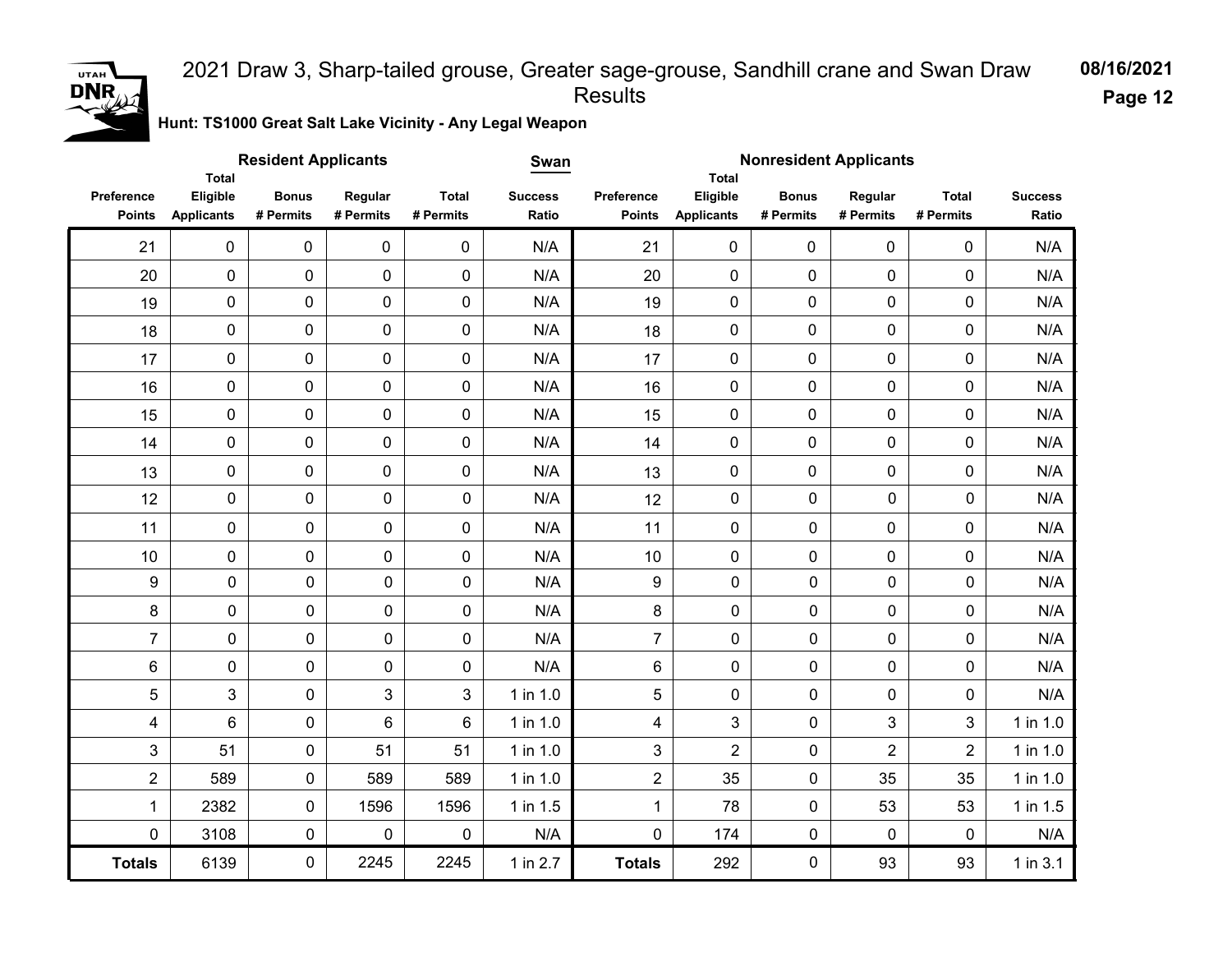# 2021 Draw 3, Sharp-tailed grouse, Greater sage-grouse, Sandhill crane and Swan Draw Results

**08/16/2021**

**Hunt: TS1000 Great Salt Lake Vicinity - Any Legal Weapon**

**Swan**

| Resident Applicants | | | | | | Nonresident Applicants | | | | | |
|---|---|---|---|---|---|---|---|---|---|---|---|
| Preference Points | Total Eligible Applicants | Bonus # Permits | Regular # Permits | Total # Permits | Success Ratio | Preference Points | Total Eligible Applicants | Bonus # Permits | Regular # Permits | Total # Permits | Success Ratio |
| 21 | 0 | 0 | 0 | 0 | N/A | 21 | 0 | 0 | 0 | 0 | N/A |
| 20 | 0 | 0 | 0 | 0 | N/A | 20 | 0 | 0 | 0 | 0 | N/A |
| 19 | 0 | 0 | 0 | 0 | N/A | 19 | 0 | 0 | 0 | 0 | N/A |
| 18 | 0 | 0 | 0 | 0 | N/A | 18 | 0 | 0 | 0 | 0 | N/A |
| 17 | 0 | 0 | 0 | 0 | N/A | 17 | 0 | 0 | 0 | 0 | N/A |
| 16 | 0 | 0 | 0 | 0 | N/A | 16 | 0 | 0 | 0 | 0 | N/A |
| 15 | 0 | 0 | 0 | 0 | N/A | 15 | 0 | 0 | 0 | 0 | N/A |
| 14 | 0 | 0 | 0 | 0 | N/A | 14 | 0 | 0 | 0 | 0 | N/A |
| 13 | 0 | 0 | 0 | 0 | N/A | 13 | 0 | 0 | 0 | 0 | N/A |
| 12 | 0 | 0 | 0 | 0 | N/A | 12 | 0 | 0 | 0 | 0 | N/A |
| 11 | 0 | 0 | 0 | 0 | N/A | 11 | 0 | 0 | 0 | 0 | N/A |
| 10 | 0 | 0 | 0 | 0 | N/A | 10 | 0 | 0 | 0 | 0 | N/A |
| 9 | 0 | 0 | 0 | 0 | N/A | 9 | 0 | 0 | 0 | 0 | N/A |
| 8 | 0 | 0 | 0 | 0 | N/A | 8 | 0 | 0 | 0 | 0 | N/A |
| 7 | 0 | 0 | 0 | 0 | N/A | 7 | 0 | 0 | 0 | 0 | N/A |
| 6 | 0 | 0 | 0 | 0 | N/A | 6 | 0 | 0 | 0 | 0 | N/A |
| 5 | 3 | 0 | 3 | 3 | 1 in 1.0 | 5 | 0 | 0 | 0 | 0 | N/A |
| 4 | 6 | 0 | 6 | 6 | 1 in 1.0 | 4 | 3 | 0 | 3 | 3 | 1 in 1.0 |
| 3 | 51 | 0 | 51 | 51 | 1 in 1.0 | 3 | 2 | 0 | 2 | 2 | 1 in 1.0 |
| 2 | 589 | 0 | 589 | 589 | 1 in 1.0 | 2 | 35 | 0 | 35 | 35 | 1 in 1.0 |
| 1 | 2382 | 0 | 1596 | 1596 | 1 in 1.5 | 1 | 78 | 0 | 53 | 53 | 1 in 1.5 |
| 0 | 3108 | 0 | 0 | 0 | N/A | 0 | 174 | 0 | 0 | 0 | N/A |
| **Totals** | 6139 | 0 | 2245 | 2245 | 1 in 2.7 | **Totals** | 292 | 0 | 93 | 93 | 1 in 3.1 |